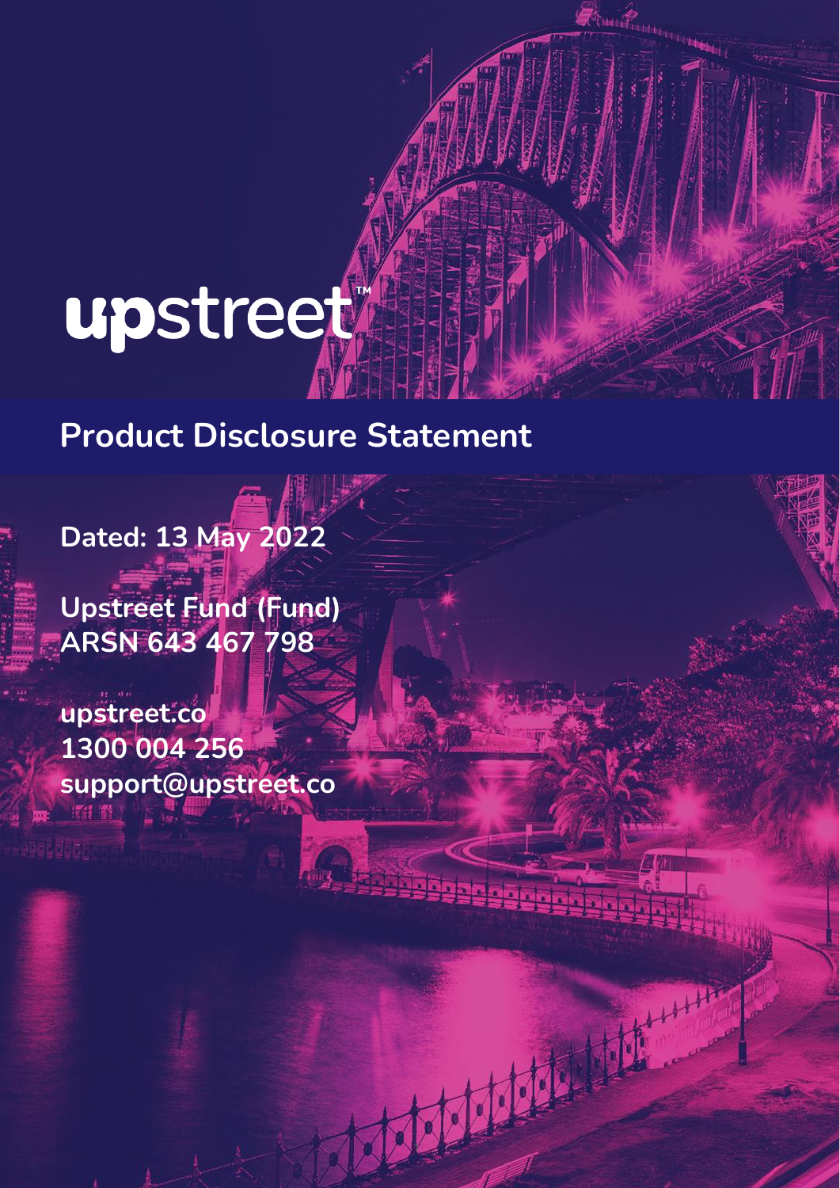upstreet™

# Product Disclosure Statement

**Dated: 13 May 2022**

**Upstreet Fund (Fund)**
**ARSN 643 467 798**

**upstreet.co**
**1300 004 256**
**support@upstreet.co**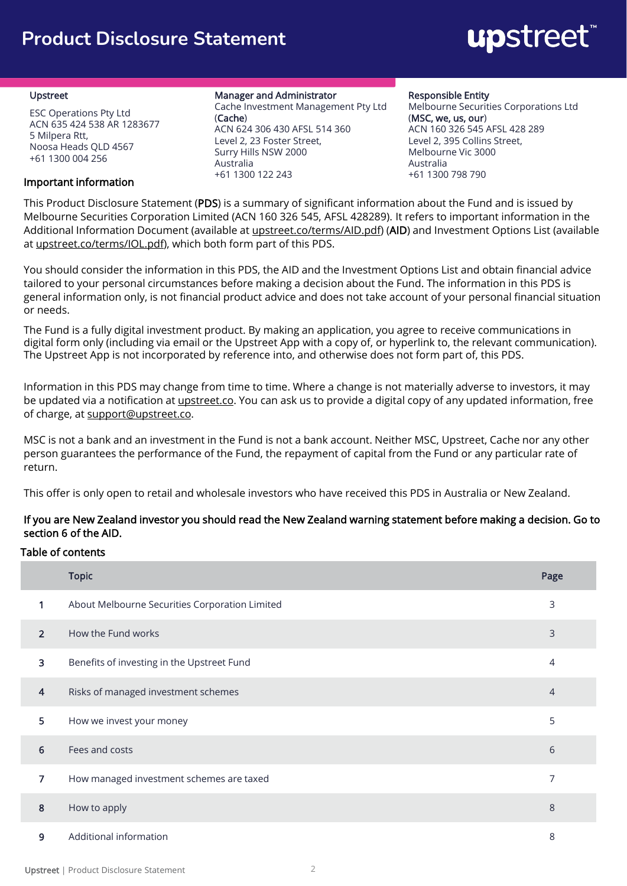# Product Disclosure Statement

upstreet™

**Upstreet**

ESC Operations Pty Ltd
ACN 635 424 538 AR 1283677
5 Milpera Rtt,
Noosa Heads QLD 4567
+61 1300 004 256

**Manager and Administrator**
Cache Investment Management Pty Ltd (**Cache**)
ACN 624 306 430 AFSL 514 360
Level 2, 23 Foster Street,
Surry Hills NSW 2000
Australia
+61 1300 122 243

**Responsible Entity**
Melbourne Securities Corporations Ltd (**MSC, we, us, our**)
ACN 160 326 545 AFSL 428 289
Level 2, 395 Collins Street,
Melbourne Vic 3000
Australia
+61 1300 798 790

## Important information

This Product Disclosure Statement (**PDS**) is a summary of significant information about the Fund and is issued by Melbourne Securities Corporation Limited (ACN 160 326 545, AFSL 428289). It refers to important information in the Additional Information Document (available at upstreet.co/terms/AID.pdf) (**AID**) and Investment Options List (available at upstreet.co/terms/IOL.pdf), which both form part of this PDS.

You should consider the information in this PDS, the AID and the Investment Options List and obtain financial advice tailored to your personal circumstances before making a decision about the Fund. The information in this PDS is general information only, is not financial product advice and does not take account of your personal financial situation or needs.

The Fund is a fully digital investment product. By making an application, you agree to receive communications in digital form only (including via email or the Upstreet App with a copy of, or hyperlink to, the relevant communication). The Upstreet App is not incorporated by reference into, and otherwise does not form part of, this PDS.

Information in this PDS may change from time to time. Where a change is not materially adverse to investors, it may be updated via a notification at upstreet.co. You can ask us to provide a digital copy of any updated information, free of charge, at support@upstreet.co.

MSC is not a bank and an investment in the Fund is not a bank account. Neither MSC, Upstreet, Cache nor any other person guarantees the performance of the Fund, the repayment of capital from the Fund or any particular rate of return.

This offer is only open to retail and wholesale investors who have received this PDS in Australia or New Zealand.

**If you are New Zealand investor you should read the New Zealand warning statement before making a decision. Go to section 6 of the AID.**

## Table of contents

| | Topic | Page |
|---|---|---|
| 1 | About Melbourne Securities Corporation Limited | 3 |
| 2 | How the Fund works | 3 |
| 3 | Benefits of investing in the Upstreet Fund | 4 |
| 4 | Risks of managed investment schemes | 4 |
| 5 | How we invest your money | 5 |
| 6 | Fees and costs | 6 |
| 7 | How managed investment schemes are taxed | 7 |
| 8 | How to apply | 8 |
| 9 | Additional information | 8 |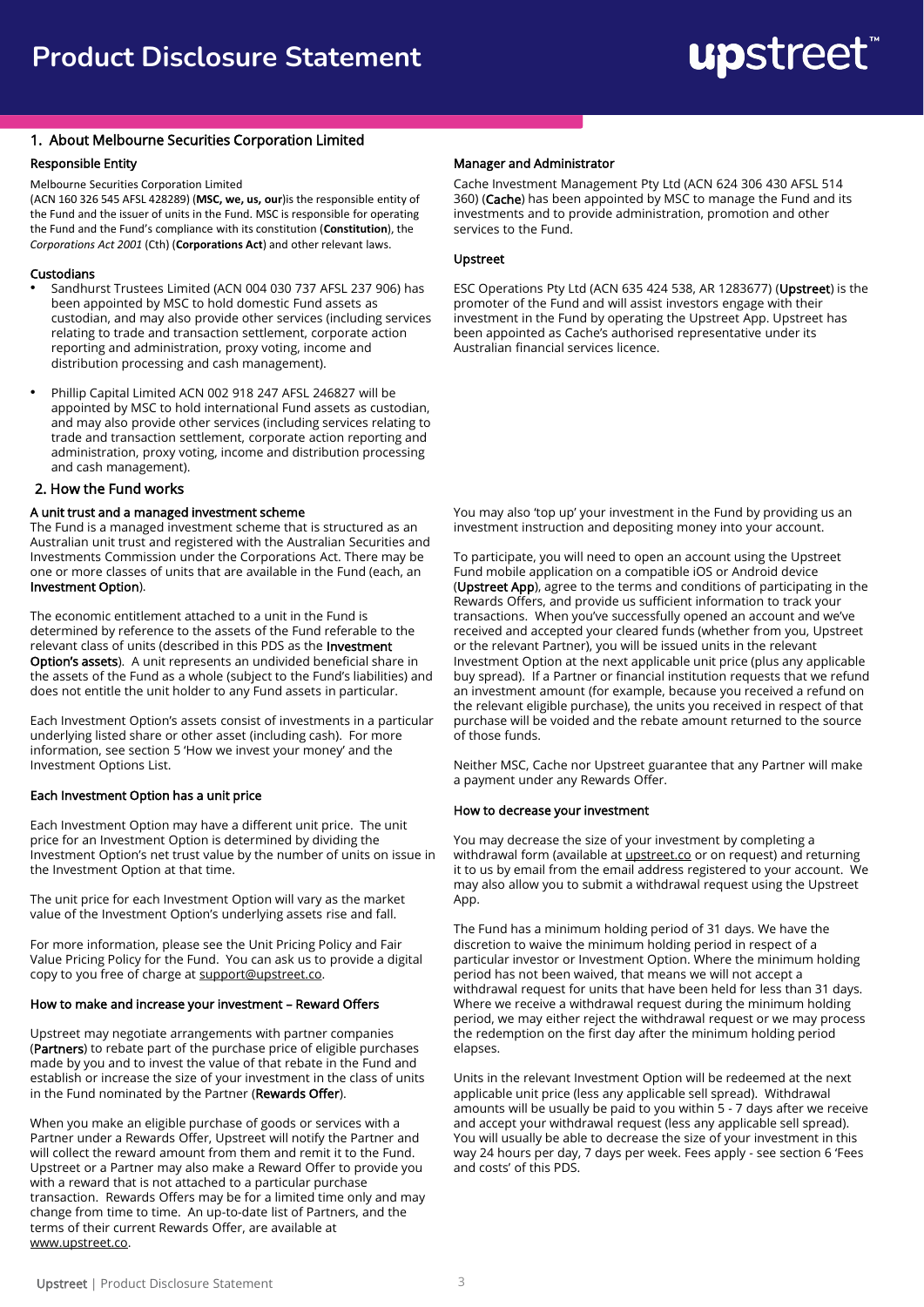# Product Disclosure Statement

## 1. About Melbourne Securities Corporation Limited

### Responsible Entity

Melbourne Securities Corporation Limited
(ACN 160 326 545 AFSL 428289) (**MSC, we, us, our**)is the responsible entity of the Fund and the issuer of units in the Fund. MSC is responsible for operating the Fund and the Fund's compliance with its constitution (**Constitution**), the *Corporations Act 2001* (Cth) (**Corporations Act**) and other relevant laws.

### Custodians

- Sandhurst Trustees Limited (ACN 004 030 737 AFSL 237 906) has been appointed by MSC to hold domestic Fund assets as custodian, and may also provide other services (including services relating to trade and transaction settlement, corporate action reporting and administration, proxy voting, income and distribution processing and cash management).
- Phillip Capital Limited ACN 002 918 247 AFSL 246827 will be appointed by MSC to hold international Fund assets as custodian, and may also provide other services (including services relating to trade and transaction settlement, corporate action reporting and administration, proxy voting, income and distribution processing and cash management).

### Manager and Administrator

Cache Investment Management Pty Ltd (ACN 624 306 430 AFSL 514 360) (**Cache**) has been appointed by MSC to manage the Fund and its investments and to provide administration, promotion and other services to the Fund.

### Upstreet

ESC Operations Pty Ltd (ACN 635 424 538, AR 1283677) (**Upstreet**) is the promoter of the Fund and will assist investors engage with their investment in the Fund by operating the Upstreet App. Upstreet has been appointed as Cache's authorised representative under its Australian financial services licence.

## 2. How the Fund works

### A unit trust and a managed investment scheme

The Fund is a managed investment scheme that is structured as an Australian unit trust and registered with the Australian Securities and Investments Commission under the Corporations Act. There may be one or more classes of units that are available in the Fund (each, an **Investment Option**).

The economic entitlement attached to a unit in the Fund is determined by reference to the assets of the Fund referable to the relevant class of units (described in this PDS as the **Investment Option's assets**). A unit represents an undivided beneficial share in the assets of the Fund as a whole (subject to the Fund's liabilities) and does not entitle the unit holder to any Fund assets in particular.

Each Investment Option's assets consist of investments in a particular underlying listed share or other asset (including cash). For more information, see section 5 'How we invest your money' and the Investment Options List.

### Each Investment Option has a unit price

Each Investment Option may have a different unit price. The unit price for an Investment Option is determined by dividing the Investment Option's net trust value by the number of units on issue in the Investment Option at that time.

The unit price for each Investment Option will vary as the market value of the Investment Option's underlying assets rise and fall.

For more information, please see the Unit Pricing Policy and Fair Value Pricing Policy for the Fund. You can ask us to provide a digital copy to you free of charge at support@upstreet.co.

### How to make and increase your investment – Reward Offers

Upstreet may negotiate arrangements with partner companies (**Partners**) to rebate part of the purchase price of eligible purchases made by you and to invest the value of that rebate in the Fund and establish or increase the size of your investment in the class of units in the Fund nominated by the Partner (**Rewards Offer**).

When you make an eligible purchase of goods or services with a Partner under a Rewards Offer, Upstreet will notify the Partner and will collect the reward amount from them and remit it to the Fund. Upstreet or a Partner may also make a Reward Offer to provide you with a reward that is not attached to a particular purchase transaction. Rewards Offers may be for a limited time only and may change from time to time. An up-to-date list of Partners, and the terms of their current Rewards Offer, are available at www.upstreet.co.

You may also 'top up' your investment in the Fund by providing us an investment instruction and depositing money into your account.

To participate, you will need to open an account using the Upstreet Fund mobile application on a compatible iOS or Android device (**Upstreet App**), agree to the terms and conditions of participating in the Rewards Offers, and provide us sufficient information to track your transactions. When you've successfully opened an account and we've received and accepted your cleared funds (whether from you, Upstreet or the relevant Partner), you will be issued units in the relevant Investment Option at the next applicable unit price (plus any applicable buy spread). If a Partner or financial institution requests that we refund an investment amount (for example, because you received a refund on the relevant eligible purchase), the units you received in respect of that purchase will be voided and the rebate amount returned to the source of those funds.

Neither MSC, Cache nor Upstreet guarantee that any Partner will make a payment under any Rewards Offer.

### How to decrease your investment

You may decrease the size of your investment by completing a withdrawal form (available at upstreet.co or on request) and returning it to us by email from the email address registered to your account. We may also allow you to submit a withdrawal request using the Upstreet App.

The Fund has a minimum holding period of 31 days. We have the discretion to waive the minimum holding period in respect of a particular investor or Investment Option. Where the minimum holding period has not been waived, that means we will not accept a withdrawal request for units that have been held for less than 31 days. Where we receive a withdrawal request during the minimum holding period, we may either reject the withdrawal request or we may process the redemption on the first day after the minimum holding period elapses.

Units in the relevant Investment Option will be redeemed at the next applicable unit price (less any applicable sell spread). Withdrawal amounts will be usually be paid to you within 5 - 7 days after we receive and accept your withdrawal request (less any applicable sell spread). You will usually be able to decrease the size of your investment in this way 24 hours per day, 7 days per week. Fees apply - see section 6 'Fees and costs' of this PDS.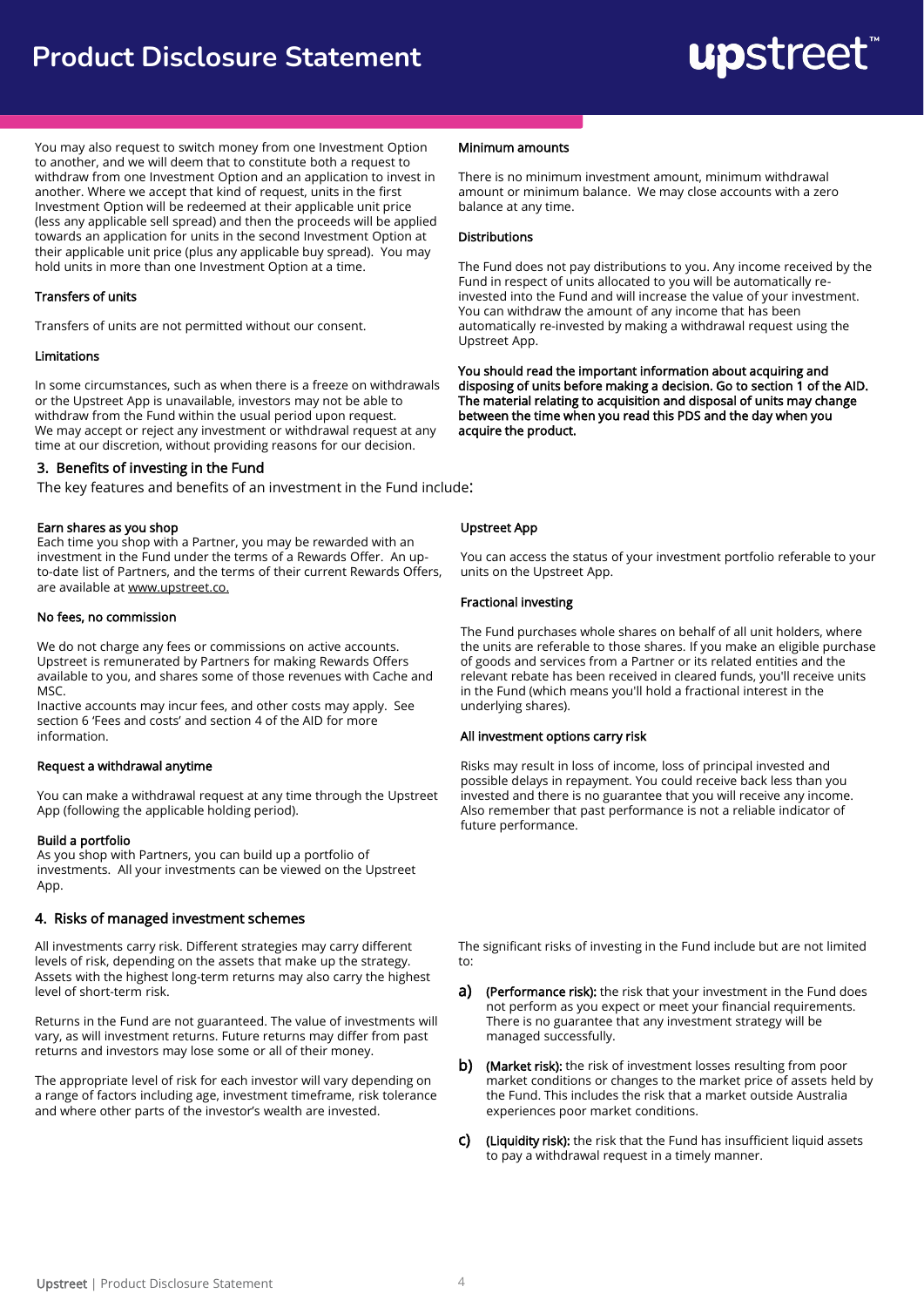You may also request to switch money from one Investment Option to another, and we will deem that to constitute both a request to withdraw from one Investment Option and an application to invest in another. Where we accept that kind of request, units in the first Investment Option will be redeemed at their applicable unit price (less any applicable sell spread) and then the proceeds will be applied towards an application for units in the second Investment Option at their applicable unit price (plus any applicable buy spread). You may hold units in more than one Investment Option at a time.

#### Transfers of units

Transfers of units are not permitted without our consent.

#### Limitations

In some circumstances, such as when there is a freeze on withdrawals or the Upstreet App is unavailable, investors may not be able to withdraw from the Fund within the usual period upon request. We may accept or reject any investment or withdrawal request at any time at our discretion, without providing reasons for our decision.

#### Minimum amounts

There is no minimum investment amount, minimum withdrawal amount or minimum balance. We may close accounts with a zero balance at any time.

#### Distributions

The Fund does not pay distributions to you. Any income received by the Fund in respect of units allocated to you will be automatically re-invested into the Fund and will increase the value of your investment. You can withdraw the amount of any income that has been automatically re-invested by making a withdrawal request using the Upstreet App.

**You should read the important information about acquiring and disposing of units before making a decision. Go to section 1 of the AID. The material relating to acquisition and disposal of units may change between the time when you read this PDS and the day when you acquire the product.**

## 3. Benefits of investing in the Fund

The key features and benefits of an investment in the Fund include:

#### Earn shares as you shop

Each time you shop with a Partner, you may be rewarded with an investment in the Fund under the terms of a Rewards Offer. An up-to-date list of Partners, and the terms of their current Rewards Offers, are available at www.upstreet.co.

#### No fees, no commission

We do not charge any fees or commissions on active accounts. Upstreet is remunerated by Partners for making Rewards Offers available to you, and shares some of those revenues with Cache and MSC.

Inactive accounts may incur fees, and other costs may apply. See section 6 'Fees and costs' and section 4 of the AID for more information.

#### Request a withdrawal anytime

You can make a withdrawal request at any time through the Upstreet App (following the applicable holding period).

#### Build a portfolio

As you shop with Partners, you can build up a portfolio of investments. All your investments can be viewed on the Upstreet App.

#### Upstreet App

You can access the status of your investment portfolio referable to your units on the Upstreet App.

#### Fractional investing

The Fund purchases whole shares on behalf of all unit holders, where the units are referable to those shares. If you make an eligible purchase of goods and services from a Partner or its related entities and the relevant rebate has been received in cleared funds, you'll receive units in the Fund (which means you'll hold a fractional interest in the underlying shares).

#### All investment options carry risk

Risks may result in loss of income, loss of principal invested and possible delays in repayment. You could receive back less than you invested and there is no guarantee that you will receive any income. Also remember that past performance is not a reliable indicator of future performance.

## 4. Risks of managed investment schemes

All investments carry risk. Different strategies may carry different levels of risk, depending on the assets that make up the strategy. Assets with the highest long-term returns may also carry the highest level of short-term risk.

Returns in the Fund are not guaranteed. The value of investments will vary, as will investment returns. Future returns may differ from past returns and investors may lose some or all of their money.

The appropriate level of risk for each investor will vary depending on a range of factors including age, investment timeframe, risk tolerance and where other parts of the investor's wealth are invested.

The significant risks of investing in the Fund include but are not limited to:

a) **(Performance risk):** the risk that your investment in the Fund does not perform as you expect or meet your financial requirements. There is no guarantee that any investment strategy will be managed successfully.

b) **(Market risk):** the risk of investment losses resulting from poor market conditions or changes to the market price of assets held by the Fund. This includes the risk that a market outside Australia experiences poor market conditions.

c) **(Liquidity risk):** the risk that the Fund has insufficient liquid assets to pay a withdrawal request in a timely manner.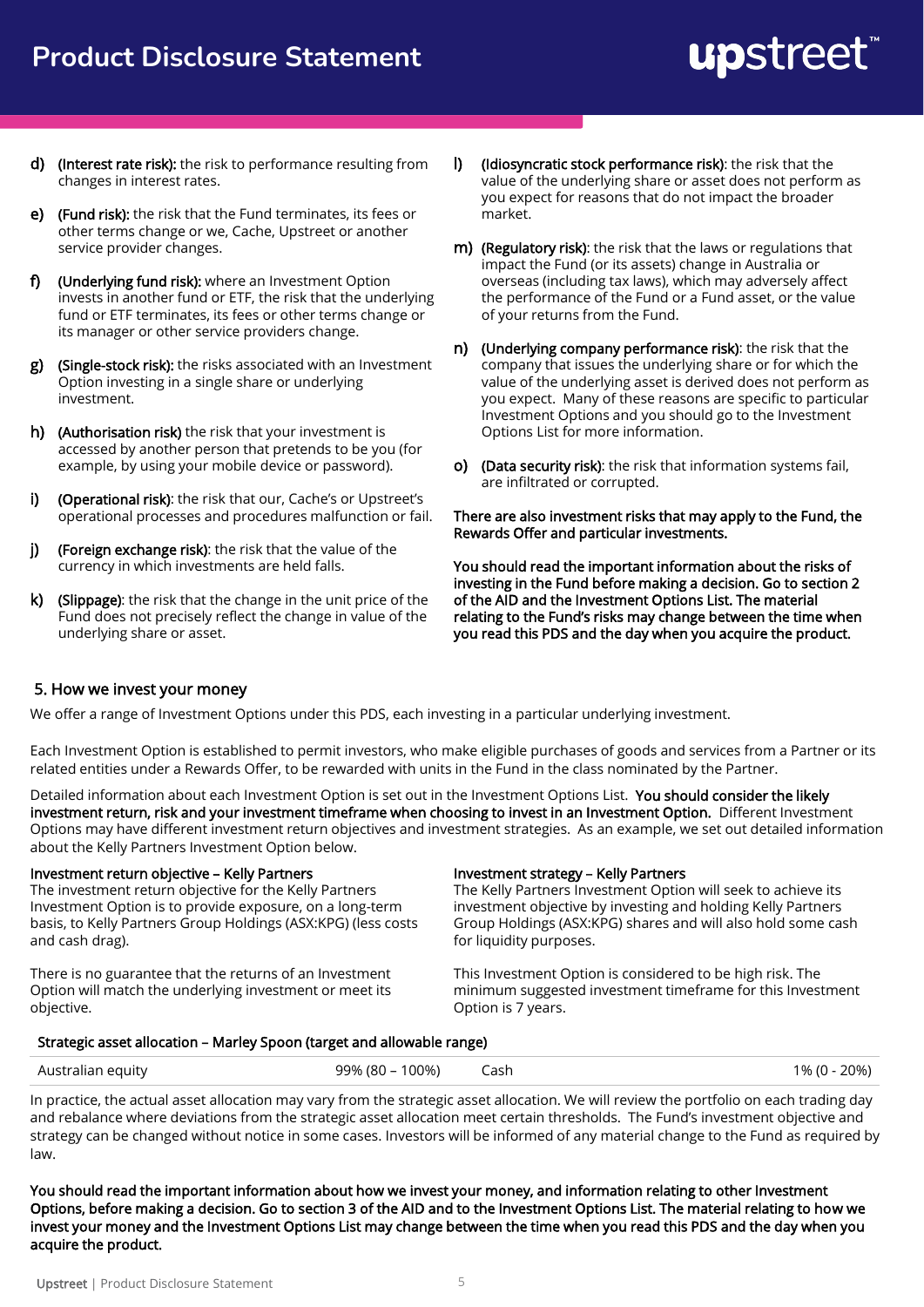d) **(Interest rate risk):** the risk to performance resulting from changes in interest rates.

e) **(Fund risk):** the risk that the Fund terminates, its fees or other terms change or we, Cache, Upstreet or another service provider changes.

f) **(Underlying fund risk):** where an Investment Option invests in another fund or ETF, the risk that the underlying fund or ETF terminates, its fees or other terms change or its manager or other service providers change.

g) **(Single-stock risk):** the risks associated with an Investment Option investing in a single share or underlying investment.

h) **(Authorisation risk)** the risk that your investment is accessed by another person that pretends to be you (for example, by using your mobile device or password).

i) **(Operational risk)**: the risk that our, Cache's or Upstreet's operational processes and procedures malfunction or fail.

j) **(Foreign exchange risk)**: the risk that the value of the currency in which investments are held falls.

k) **(Slippage)**: the risk that the change in the unit price of the Fund does not precisely reflect the change in value of the underlying share or asset.

l) **(Idiosyncratic stock performance risk)**: the risk that the value of the underlying share or asset does not perform as you expect for reasons that do not impact the broader market.

m) **(Regulatory risk)**: the risk that the laws or regulations that impact the Fund (or its assets) change in Australia or overseas (including tax laws), which may adversely affect the performance of the Fund or a Fund asset, or the value of your returns from the Fund.

n) **(Underlying company performance risk)**: the risk that the company that issues the underlying share or for which the value of the underlying asset is derived does not perform as you expect. Many of these reasons are specific to particular Investment Options and you should go to the Investment Options List for more information.

o) **(Data security risk)**: the risk that information systems fail, are infiltrated or corrupted.

**There are also investment risks that may apply to the Fund, the Rewards Offer and particular investments.**

**You should read the important information about the risks of investing in the Fund before making a decision. Go to section 2 of the AID and the Investment Options List. The material relating to the Fund's risks may change between the time when you read this PDS and the day when you acquire the product.**

## 5. How we invest your money

We offer a range of Investment Options under this PDS, each investing in a particular underlying investment.

Each Investment Option is established to permit investors, who make eligible purchases of goods and services from a Partner or its related entities under a Rewards Offer, to be rewarded with units in the Fund in the class nominated by the Partner.

Detailed information about each Investment Option is set out in the Investment Options List. **You should consider the likely investment return, risk and your investment timeframe when choosing to invest in an Investment Option.** Different Investment Options may have different investment return objectives and investment strategies. As an example, we set out detailed information about the Kelly Partners Investment Option below.

**Investment return objective – Kelly Partners**
The investment return objective for the Kelly Partners Investment Option is to provide exposure, on a long-term basis, to Kelly Partners Group Holdings (ASX:KPG) (less costs and cash drag).

There is no guarantee that the returns of an Investment Option will match the underlying investment or meet its objective.

**Investment strategy – Kelly Partners**
The Kelly Partners Investment Option will seek to achieve its investment objective by investing and holding Kelly Partners Group Holdings (ASX:KPG) shares and will also hold some cash for liquidity purposes.

This Investment Option is considered to be high risk. The minimum suggested investment timeframe for this Investment Option is 7 years.

**Strategic asset allocation – Marley Spoon (target and allowable range)**

| | | | |
|---|---|---|---|
| Australian equity | 99% (80 – 100%) | Cash | 1% (0 - 20%) |

In practice, the actual asset allocation may vary from the strategic asset allocation. We will review the portfolio on each trading day and rebalance where deviations from the strategic asset allocation meet certain thresholds. The Fund's investment objective and strategy can be changed without notice in some cases. Investors will be informed of any material change to the Fund as required by law.

**You should read the important information about how we invest your money, and information relating to other Investment Options, before making a decision. Go to section 3 of the AID and to the Investment Options List. The material relating to how we invest your money and the Investment Options List may change between the time when you read this PDS and the day when you acquire the product.**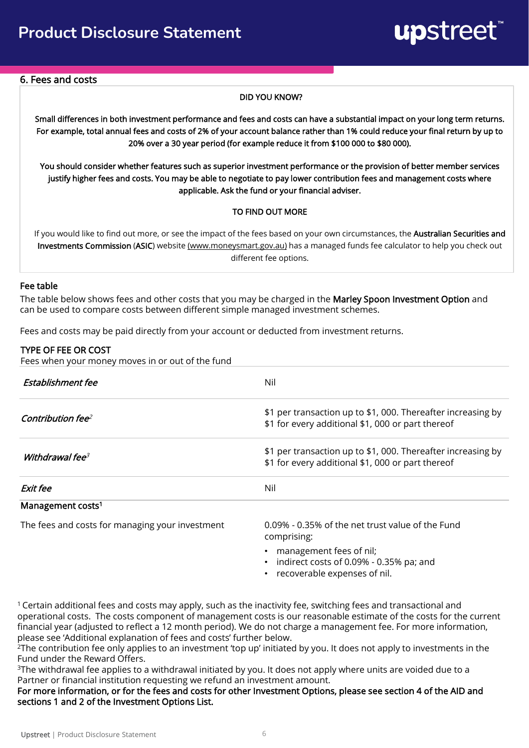## 6. Fees and costs

**DID YOU KNOW?**

**Small differences in both investment performance and fees and costs can have a substantial impact on your long term returns. For example, total annual fees and costs of 2% of your account balance rather than 1% could reduce your final return by up to 20% over a 30 year period (for example reduce it from $100 000 to $80 000).**

**You should consider whether features such as superior investment performance or the provision of better member services justify higher fees and costs. You may be able to negotiate to pay lower contribution fees and management costs where applicable. Ask the fund or your financial adviser.**

**TO FIND OUT MORE**

If you would like to find out more, or see the impact of the fees based on your own circumstances, the **Australian Securities and Investments Commission** (**ASIC**) website (www.moneysmart.gov.au) has a managed funds fee calculator to help you check out different fee options.

### Fee table

The table below shows fees and other costs that you may be charged in the **Marley Spoon Investment Option** and can be used to compare costs between different simple managed investment schemes.

Fees and costs may be paid directly from your account or deducted from investment returns.

| TYPE OF FEE OR COST | |
|---|---|
| Fees when your money moves in or out of the fund | |
| ***Establishment fee*** | Nil |
| ***Contribution fee***[2] | $1 per transaction up to $1, 000. Thereafter increasing by $1 for every additional $1, 000 or part thereof |
| ***Withdrawal fee***[3] | $1 per transaction up to $1, 000. Thereafter increasing by $1 for every additional $1, 000 or part thereof |
| ***Exit fee*** | Nil |
| **Management costs**[1] | |
| The fees and costs for managing your investment | 0.09% - 0.35% of the net trust value of the Fund comprising:<br>• management fees of nil;<br>• indirect costs of 0.09% - 0.35% pa; and<br>• recoverable expenses of nil. |

[1] Certain additional fees and costs may apply, such as the inactivity fee, switching fees and transactional and operational costs. The costs component of management costs is our reasonable estimate of the costs for the current financial year (adjusted to reflect a 12 month period). We do not charge a management fee. For more information, please see 'Additional explanation of fees and costs' further below.

[2] The contribution fee only applies to an investment 'top up' initiated by you. It does not apply to investments in the Fund under the Reward Offers.

[3] The withdrawal fee applies to a withdrawal initiated by you. It does not apply where units are voided due to a Partner or financial institution requesting we refund an investment amount.

**For more information, or for the fees and costs for other Investment Options, please see section 4 of the AID and sections 1 and 2 of the Investment Options List.**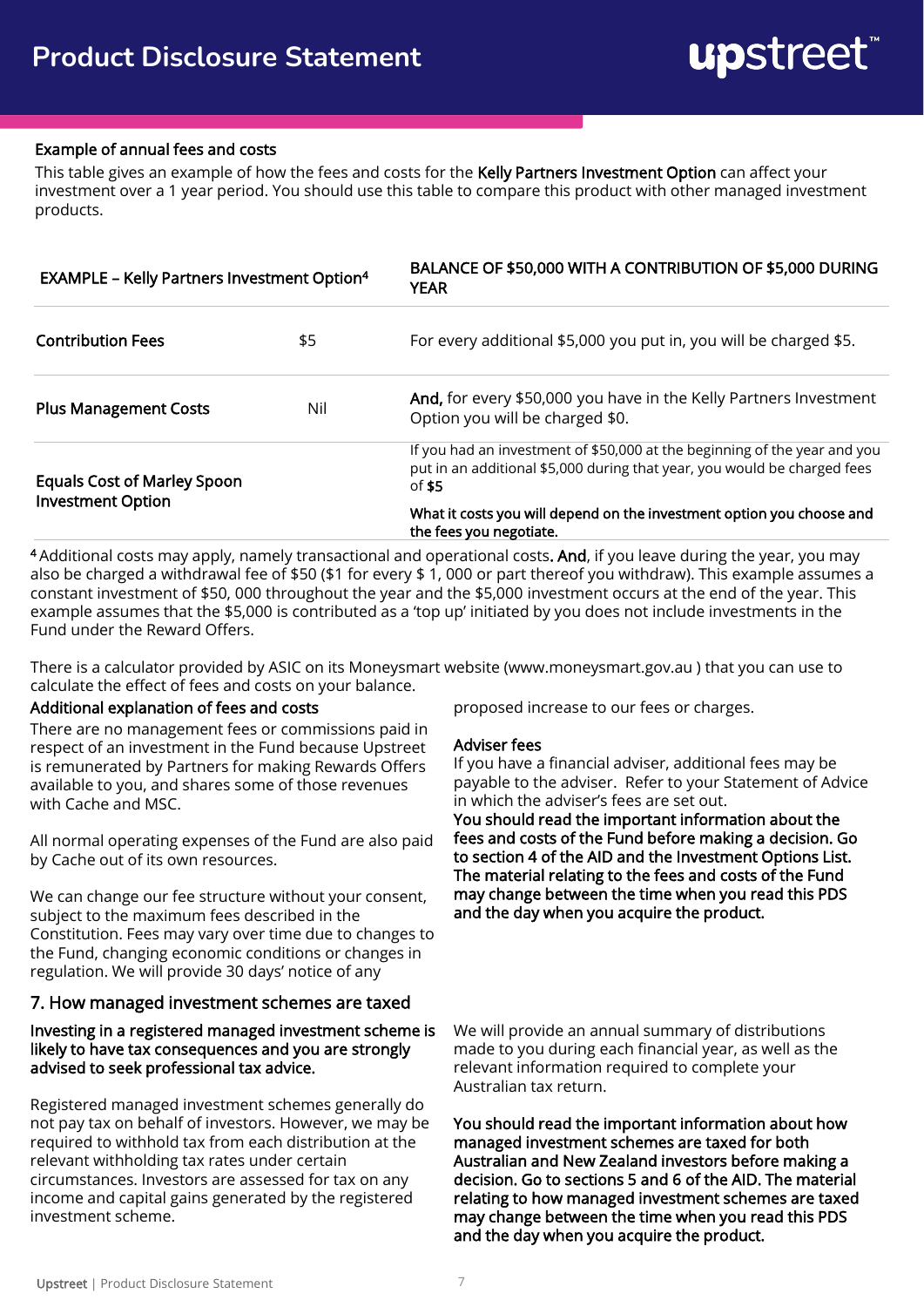### Example of annual fees and costs

This table gives an example of how the fees and costs for the Kelly Partners Investment Option can affect your investment over a 1 year period. You should use this table to compare this product with other managed investment products.

| EXAMPLE – Kelly Partners Investment Option[4] | | BALANCE OF $50,000 WITH A CONTRIBUTION OF $5,000 DURING YEAR |
|---|---|---|
| **Contribution Fees** | $5 | For every additional $5,000 you put in, you will be charged $5. |
| **Plus Management Costs** | Nil | **And,** for every $50,000 you have in the Kelly Partners Investment Option you will be charged $0. |
| **Equals Cost of Marley Spoon Investment Option** | | If you had an investment of $50,000 at the beginning of the year and you put in an additional $5,000 during that year, you would be charged fees of **$5**<br><br>**What it costs you will depend on the investment option you choose and the fees you negotiate.** |

[4] Additional costs may apply, namely transactional and operational costs**. And**, if you leave during the year, you may also be charged a withdrawal fee of $50 ($1 for every $ 1, 000 or part thereof you withdraw). This example assumes a constant investment of $50, 000 throughout the year and the $5,000 investment occurs at the end of the year. This example assumes that the $5,000 is contributed as a 'top up' initiated by you does not include investments in the Fund under the Reward Offers.

There is a calculator provided by ASIC on its Moneysmart website (www.moneysmart.gov.au ) that you can use to calculate the effect of fees and costs on your balance.

### Additional explanation of fees and costs

There are no management fees or commissions paid in respect of an investment in the Fund because Upstreet is remunerated by Partners for making Rewards Offers available to you, and shares some of those revenues with Cache and MSC.

All normal operating expenses of the Fund are also paid by Cache out of its own resources.

We can change our fee structure without your consent, subject to the maximum fees described in the Constitution. Fees may vary over time due to changes to the Fund, changing economic conditions or changes in regulation. We will provide 30 days' notice of any proposed increase to our fees or charges.

### Adviser fees

If you have a financial adviser, additional fees may be payable to the adviser. Refer to your Statement of Advice in which the adviser's fees are set out.

**You should read the important information about the fees and costs of the Fund before making a decision. Go to section 4 of the AID and the Investment Options List. The material relating to the fees and costs of the Fund may change between the time when you read this PDS and the day when you acquire the product.**

## 7. How managed investment schemes are taxed

**Investing in a registered managed investment scheme is likely to have tax consequences and you are strongly advised to seek professional tax advice.**

Registered managed investment schemes generally do not pay tax on behalf of investors. However, we may be required to withhold tax from each distribution at the relevant withholding tax rates under certain circumstances. Investors are assessed for tax on any income and capital gains generated by the registered investment scheme.

We will provide an annual summary of distributions made to you during each financial year, as well as the relevant information required to complete your Australian tax return.

**You should read the important information about how managed investment schemes are taxed for both Australian and New Zealand investors before making a decision. Go to sections 5 and 6 of the AID. The material relating to how managed investment schemes are taxed may change between the time when you read this PDS and the day when you acquire the product.**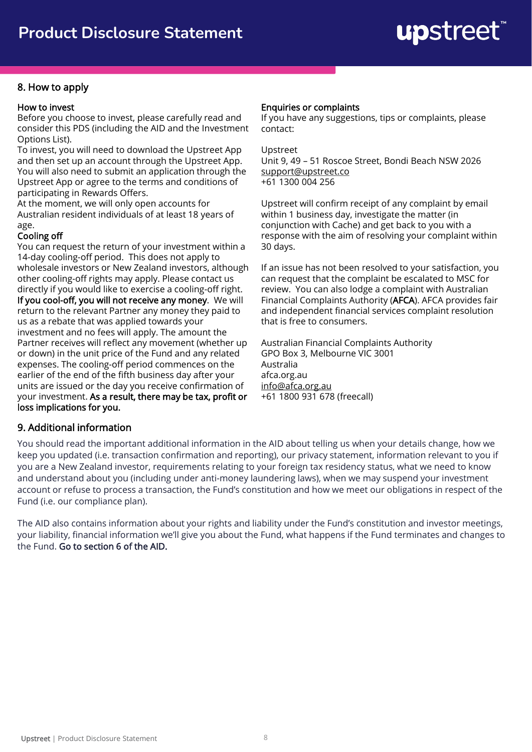## 8. How to apply

### How to invest

Before you choose to invest, please carefully read and consider this PDS (including the AID and the Investment Options List).

To invest, you will need to download the Upstreet App and then set up an account through the Upstreet App. You will also need to submit an application through the Upstreet App or agree to the terms and conditions of participating in Rewards Offers.

At the moment, we will only open accounts for Australian resident individuals of at least 18 years of age.

### Cooling off

You can request the return of your investment within a 14-day cooling-off period. This does not apply to wholesale investors or New Zealand investors, although other cooling-off rights may apply. Please contact us directly if you would like to exercise a cooling-off right. **If you cool-off, you will not receive any money**. We will return to the relevant Partner any money they paid to us as a rebate that was applied towards your investment and no fees will apply. The amount the Partner receives will reflect any movement (whether up or down) in the unit price of the Fund and any related expenses. The cooling-off period commences on the earlier of the end of the fifth business day after your units are issued or the day you receive confirmation of your investment. **As a result, there may be tax, profit or loss implications for you.**

### Enquiries or complaints

If you have any suggestions, tips or complaints, please contact:

Upstreet
Unit 9, 49 – 51 Roscoe Street, Bondi Beach NSW 2026
support@upstreet.co
+61 1300 004 256

Upstreet will confirm receipt of any complaint by email within 1 business day, investigate the matter (in conjunction with Cache) and get back to you with a response with the aim of resolving your complaint within 30 days.

If an issue has not been resolved to your satisfaction, you can request that the complaint be escalated to MSC for review. You can also lodge a complaint with Australian Financial Complaints Authority (**AFCA**). AFCA provides fair and independent financial services complaint resolution that is free to consumers.

Australian Financial Complaints Authority
GPO Box 3, Melbourne VIC 3001
Australia
afca.org.au
info@afca.org.au
+61 1800 931 678 (freecall)

## 9. Additional information

You should read the important additional information in the AID about telling us when your details change, how we keep you updated (i.e. transaction confirmation and reporting), our privacy statement, information relevant to you if you are a New Zealand investor, requirements relating to your foreign tax residency status, what we need to know and understand about you (including under anti-money laundering laws), when we may suspend your investment account or refuse to process a transaction, the Fund's constitution and how we meet our obligations in respect of the Fund (i.e. our compliance plan).

The AID also contains information about your rights and liability under the Fund's constitution and investor meetings, your liability, financial information we'll give you about the Fund, what happens if the Fund terminates and changes to the Fund. **Go to section 6 of the AID.**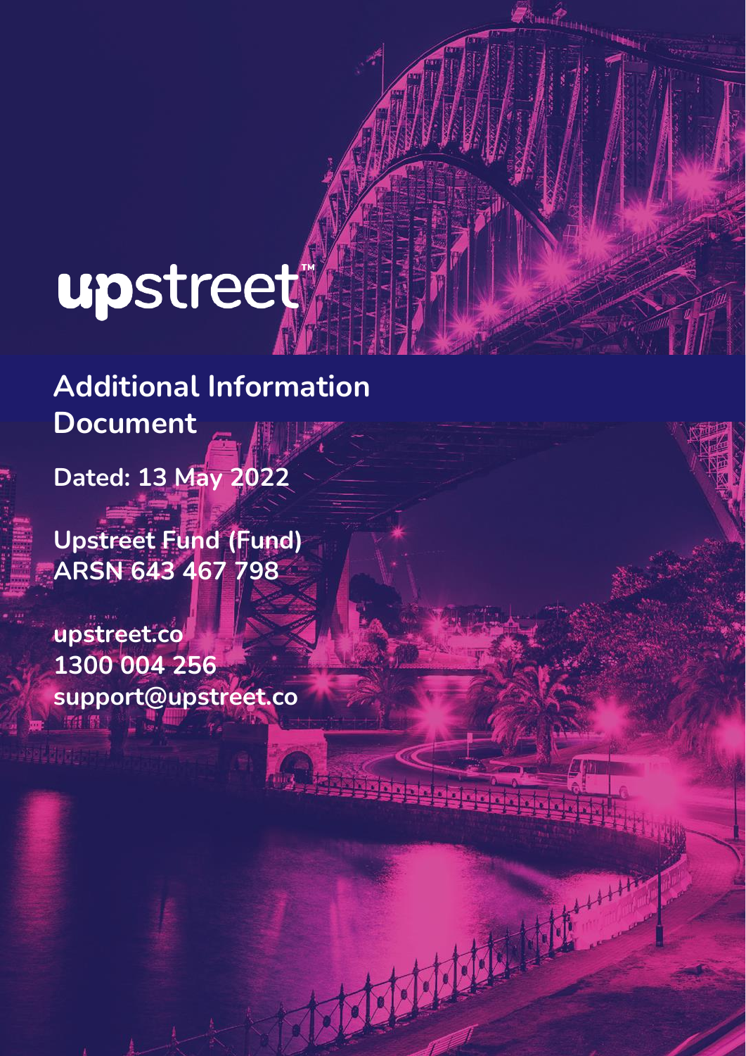upstreet™

# Additional Information Document

**Dated: 13 May 2022**

**Upstreet Fund (Fund)**
**ARSN 643 467 798**

**upstreet.co**
**1300 004 256**
**support@upstreet.co**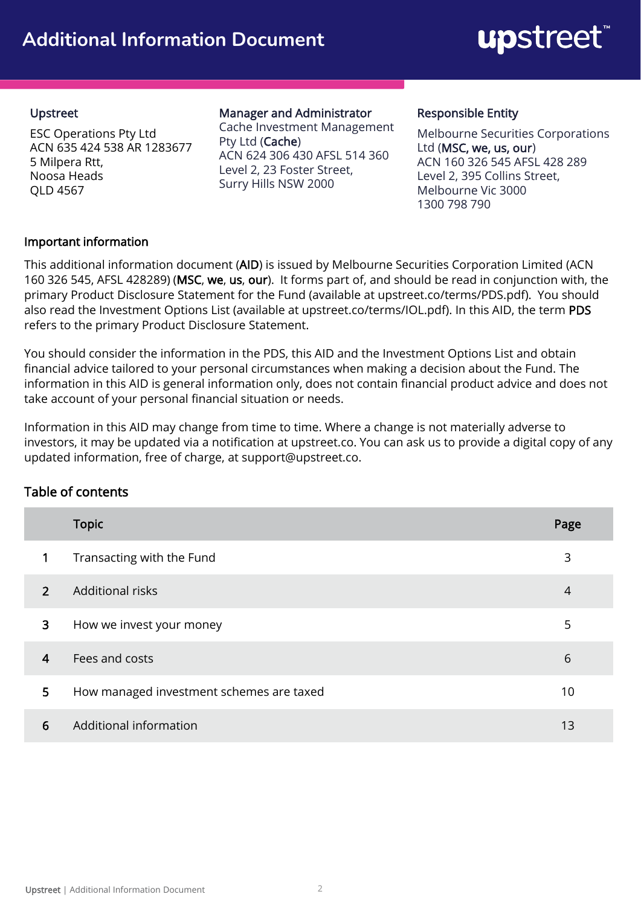# Additional Information Document

upstreet™

**Upstreet**

ESC Operations Pty Ltd
ACN 635 424 538 AR 1283677
5 Milpera Rtt,
Noosa Heads
QLD 4567

**Manager and Administrator**

Cache Investment Management Pty Ltd (**Cache**)
ACN 624 306 430 AFSL 514 360
Level 2, 23 Foster Street,
Surry Hills NSW 2000

**Responsible Entity**

Melbourne Securities Corporations Ltd (**MSC, we, us, our**)
ACN 160 326 545 AFSL 428 289
Level 2, 395 Collins Street,
Melbourne Vic 3000
1300 798 790

## Important information

This additional information document (**AID**) is issued by Melbourne Securities Corporation Limited (ACN 160 326 545, AFSL 428289) (**MSC**, **we**, **us**, **our**). It forms part of, and should be read in conjunction with, the primary Product Disclosure Statement for the Fund (available at upstreet.co/terms/PDS.pdf). You should also read the Investment Options List (available at upstreet.co/terms/IOL.pdf). In this AID, the term **PDS** refers to the primary Product Disclosure Statement.

You should consider the information in the PDS, this AID and the Investment Options List and obtain financial advice tailored to your personal circumstances when making a decision about the Fund. The information in this AID is general information only, does not contain financial product advice and does not take account of your personal financial situation or needs.

Information in this AID may change from time to time. Where a change is not materially adverse to investors, it may be updated via a notification at upstreet.co. You can ask us to provide a digital copy of any updated information, free of charge, at support@upstreet.co.

## Table of contents

| | Topic | Page |
|---|---|---|
| 1 | Transacting with the Fund | 3 |
| 2 | Additional risks | 4 |
| 3 | How we invest your money | 5 |
| 4 | Fees and costs | 6 |
| 5 | How managed investment schemes are taxed | 10 |
| 6 | Additional information | 13 |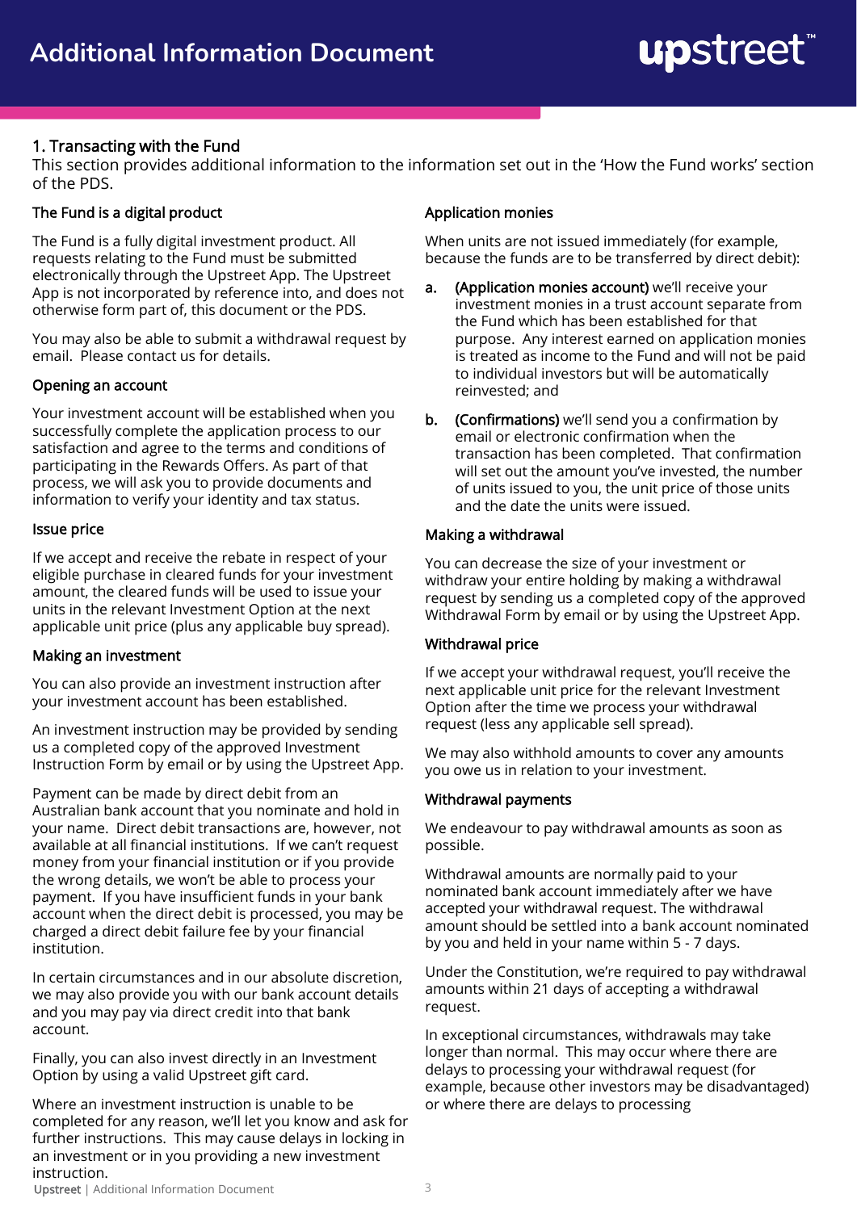## 1. Transacting with the Fund

This section provides additional information to the information set out in the 'How the Fund works' section of the PDS.

### The Fund is a digital product

The Fund is a fully digital investment product. All requests relating to the Fund must be submitted electronically through the Upstreet App. The Upstreet App is not incorporated by reference into, and does not otherwise form part of, this document or the PDS.

You may also be able to submit a withdrawal request by email. Please contact us for details.

### Opening an account

Your investment account will be established when you successfully complete the application process to our satisfaction and agree to the terms and conditions of participating in the Rewards Offers. As part of that process, we will ask you to provide documents and information to verify your identity and tax status.

### Issue price

If we accept and receive the rebate in respect of your eligible purchase in cleared funds for your investment amount, the cleared funds will be used to issue your units in the relevant Investment Option at the next applicable unit price (plus any applicable buy spread).

### Making an investment

You can also provide an investment instruction after your investment account has been established.

An investment instruction may be provided by sending us a completed copy of the approved Investment Instruction Form by email or by using the Upstreet App.

Payment can be made by direct debit from an Australian bank account that you nominate and hold in your name. Direct debit transactions are, however, not available at all financial institutions. If we can't request money from your financial institution or if you provide the wrong details, we won't be able to process your payment. If you have insufficient funds in your bank account when the direct debit is processed, you may be charged a direct debit failure fee by your financial institution.

In certain circumstances and in our absolute discretion, we may also provide you with our bank account details and you may pay via direct credit into that bank account.

Finally, you can also invest directly in an Investment Option by using a valid Upstreet gift card.

Where an investment instruction is unable to be completed for any reason, we'll let you know and ask for further instructions. This may cause delays in locking in an investment or in you providing a new investment instruction.

### Application monies

When units are not issued immediately (for example, because the funds are to be transferred by direct debit):

a. **(Application monies account)** we'll receive your investment monies in a trust account separate from the Fund which has been established for that purpose. Any interest earned on application monies is treated as income to the Fund and will not be paid to individual investors but will be automatically reinvested; and

b. **(Confirmations)** we'll send you a confirmation by email or electronic confirmation when the transaction has been completed. That confirmation will set out the amount you've invested, the number of units issued to you, the unit price of those units and the date the units were issued.

### Making a withdrawal

You can decrease the size of your investment or withdraw your entire holding by making a withdrawal request by sending us a completed copy of the approved Withdrawal Form by email or by using the Upstreet App.

### Withdrawal price

If we accept your withdrawal request, you'll receive the next applicable unit price for the relevant Investment Option after the time we process your withdrawal request (less any applicable sell spread).

We may also withhold amounts to cover any amounts you owe us in relation to your investment.

### Withdrawal payments

We endeavour to pay withdrawal amounts as soon as possible.

Withdrawal amounts are normally paid to your nominated bank account immediately after we have accepted your withdrawal request. The withdrawal amount should be settled into a bank account nominated by you and held in your name within 5 - 7 days.

Under the Constitution, we're required to pay withdrawal amounts within 21 days of accepting a withdrawal request.

In exceptional circumstances, withdrawals may take longer than normal. This may occur where there are delays to processing your withdrawal request (for example, because other investors may be disadvantaged) or where there are delays to processing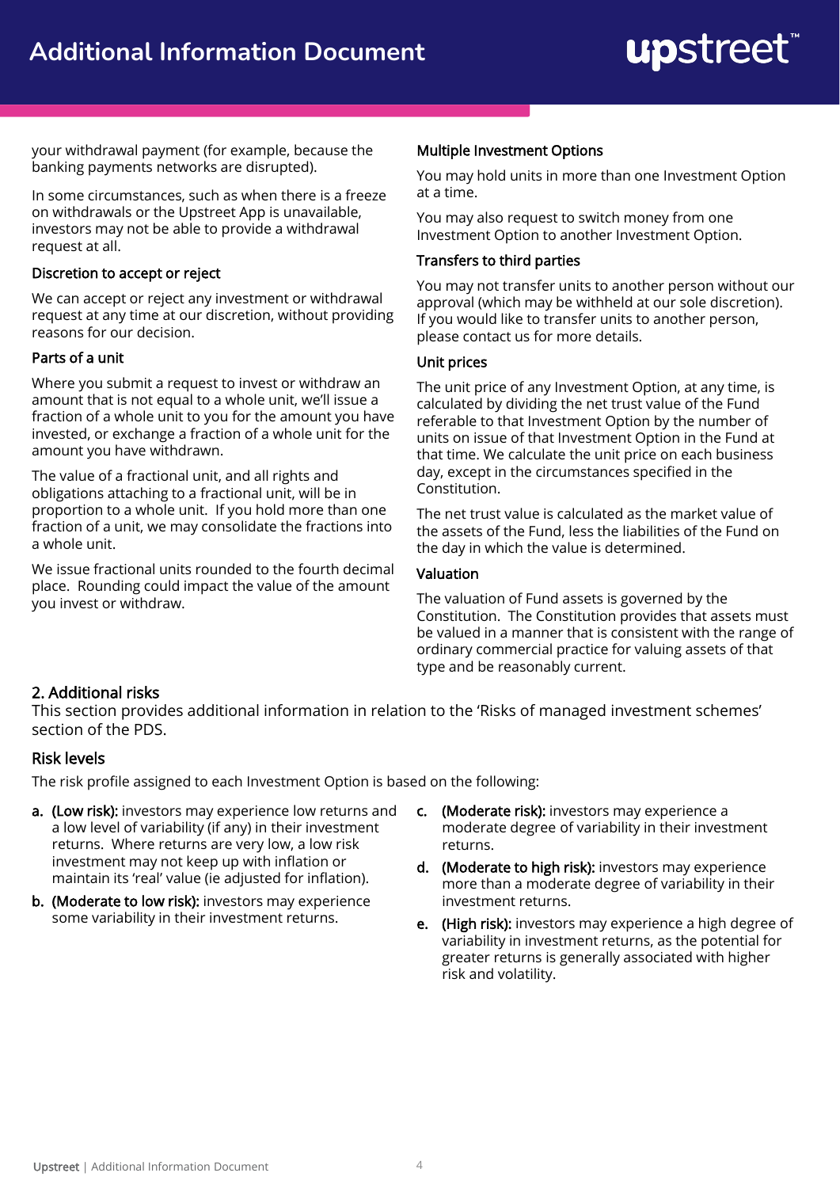your withdrawal payment (for example, because the banking payments networks are disrupted).

In some circumstances, such as when there is a freeze on withdrawals or the Upstreet App is unavailable, investors may not be able to provide a withdrawal request at all.

### Discretion to accept or reject

We can accept or reject any investment or withdrawal request at any time at our discretion, without providing reasons for our decision.

### Parts of a unit

Where you submit a request to invest or withdraw an amount that is not equal to a whole unit, we'll issue a fraction of a whole unit to you for the amount you have invested, or exchange a fraction of a whole unit for the amount you have withdrawn.

The value of a fractional unit, and all rights and obligations attaching to a fractional unit, will be in proportion to a whole unit. If you hold more than one fraction of a unit, we may consolidate the fractions into a whole unit.

We issue fractional units rounded to the fourth decimal place. Rounding could impact the value of the amount you invest or withdraw.

### Multiple Investment Options

You may hold units in more than one Investment Option at a time.

You may also request to switch money from one Investment Option to another Investment Option.

### Transfers to third parties

You may not transfer units to another person without our approval (which may be withheld at our sole discretion). If you would like to transfer units to another person, please contact us for more details.

### Unit prices

The unit price of any Investment Option, at any time, is calculated by dividing the net trust value of the Fund referable to that Investment Option by the number of units on issue of that Investment Option in the Fund at that time. We calculate the unit price on each business day, except in the circumstances specified in the Constitution.

The net trust value is calculated as the market value of the assets of the Fund, less the liabilities of the Fund on the day in which the value is determined.

### Valuation

The valuation of Fund assets is governed by the Constitution. The Constitution provides that assets must be valued in a manner that is consistent with the range of ordinary commercial practice for valuing assets of that type and be reasonably current.

## 2. Additional risks

This section provides additional information in relation to the 'Risks of managed investment schemes' section of the PDS.

### Risk levels

The risk profile assigned to each Investment Option is based on the following:

a. **(Low risk):** investors may experience low returns and a low level of variability (if any) in their investment returns. Where returns are very low, a low risk investment may not keep up with inflation or maintain its 'real' value (ie adjusted for inflation).

b. **(Moderate to low risk):** investors may experience some variability in their investment returns.

c. **(Moderate risk):** investors may experience a moderate degree of variability in their investment returns.

d. **(Moderate to high risk):** investors may experience more than a moderate degree of variability in their investment returns.

e. **(High risk):** investors may experience a high degree of variability in investment returns, as the potential for greater returns is generally associated with higher risk and volatility.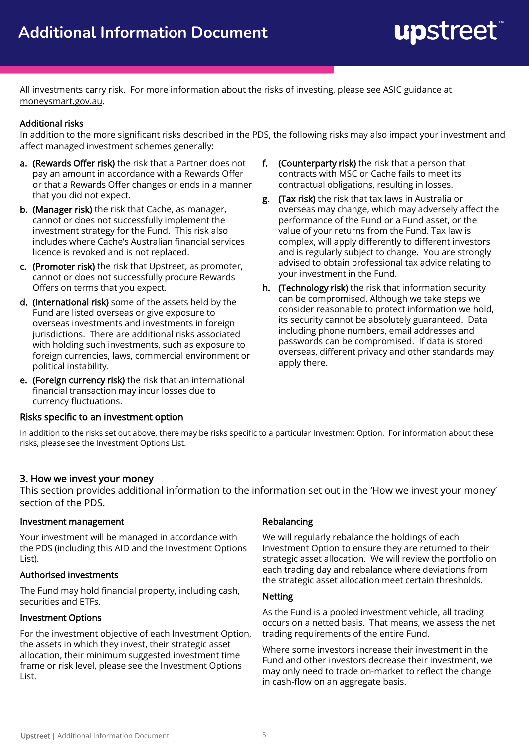All investments carry risk. For more information about the risks of investing, please see ASIC guidance at moneysmart.gov.au.

### Additional risks

In addition to the more significant risks described in the PDS, the following risks may also impact your investment and affect managed investment schemes generally:

a. **(Rewards Offer risk)** the risk that a Partner does not pay an amount in accordance with a Rewards Offer or that a Rewards Offer changes or ends in a manner that you did not expect.

b. **(Manager risk)** the risk that Cache, as manager, cannot or does not successfully implement the investment strategy for the Fund. This risk also includes where Cache's Australian financial services licence is revoked and is not replaced.

c. **(Promoter risk)** the risk that Upstreet, as promoter, cannot or does not successfully procure Rewards Offers on terms that you expect.

d. **(International risk)** some of the assets held by the Fund are listed overseas or give exposure to overseas investments and investments in foreign jurisdictions. There are additional risks associated with holding such investments, such as exposure to foreign currencies, laws, commercial environment or political instability.

e. **(Foreign currency risk)** the risk that an international financial transaction may incur losses due to currency fluctuations.

f. **(Counterparty risk)** the risk that a person that contracts with MSC or Cache fails to meet its contractual obligations, resulting in losses.

g. **(Tax risk)** the risk that tax laws in Australia or overseas may change, which may adversely affect the performance of the Fund or a Fund asset, or the value of your returns from the Fund. Tax law is complex, will apply differently to different investors and is regularly subject to change. You are strongly advised to obtain professional tax advice relating to your investment in the Fund.

h. **(Technology risk)** the risk that information security can be compromised. Although we take steps we consider reasonable to protect information we hold, its security cannot be absolutely guaranteed. Data including phone numbers, email addresses and passwords can be compromised. If data is stored overseas, different privacy and other standards may apply there.

### Risks specific to an investment option

In addition to the risks set out above, there may be risks specific to a particular Investment Option. For information about these risks, please see the Investment Options List.

## 3. How we invest your money

This section provides additional information to the information set out in the 'How we invest your money' section of the PDS.

### Investment management

Your investment will be managed in accordance with the PDS (including this AID and the Investment Options List).

### Authorised investments

The Fund may hold financial property, including cash, securities and ETFs.

### Investment Options

For the investment objective of each Investment Option, the assets in which they invest, their strategic asset allocation, their minimum suggested investment time frame or risk level, please see the Investment Options List.

### Rebalancing

We will regularly rebalance the holdings of each Investment Option to ensure they are returned to their strategic asset allocation. We will review the portfolio on each trading day and rebalance where deviations from the strategic asset allocation meet certain thresholds.

### Netting

As the Fund is a pooled investment vehicle, all trading occurs on a netted basis. That means, we assess the net trading requirements of the entire Fund.

Where some investors increase their investment in the Fund and other investors decrease their investment, we may only need to trade on-market to reflect the change in cash-flow on an aggregate basis.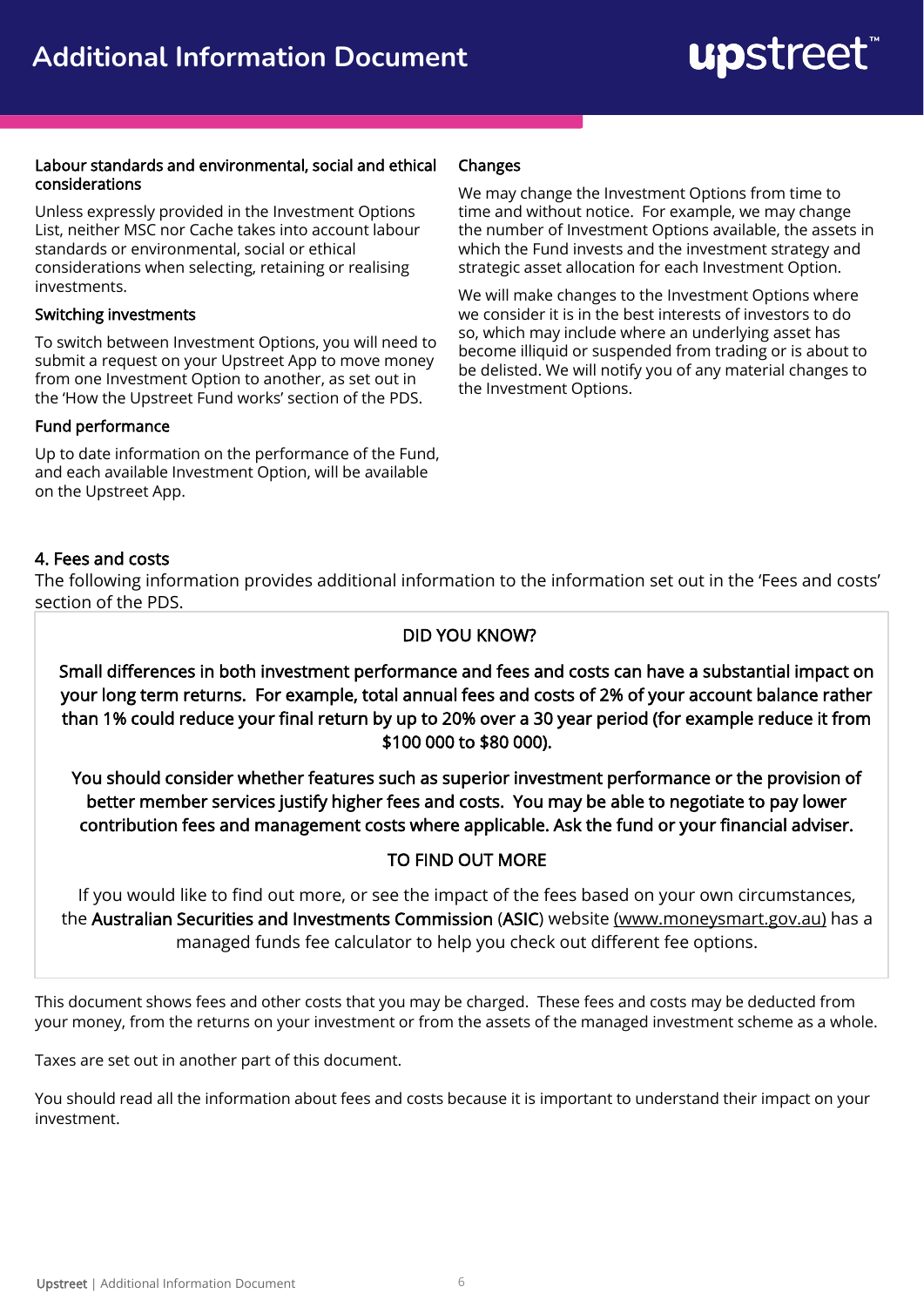### Labour standards and environmental, social and ethical considerations

Unless expressly provided in the Investment Options List, neither MSC nor Cache takes into account labour standards or environmental, social or ethical considerations when selecting, retaining or realising investments.

### Switching investments

To switch between Investment Options, you will need to submit a request on your Upstreet App to move money from one Investment Option to another, as set out in the 'How the Upstreet Fund works' section of the PDS.

### Fund performance

Up to date information on the performance of the Fund, and each available Investment Option, will be available on the Upstreet App.

### Changes

We may change the Investment Options from time to time and without notice. For example, we may change the number of Investment Options available, the assets in which the Fund invests and the investment strategy and strategic asset allocation for each Investment Option.

We will make changes to the Investment Options where we consider it is in the best interests of investors to do so, which may include where an underlying asset has become illiquid or suspended from trading or is about to be delisted. We will notify you of any material changes to the Investment Options.

## 4. Fees and costs

The following information provides additional information to the information set out in the 'Fees and costs' section of the PDS.

**DID YOU KNOW?**

**Small differences in both investment performance and fees and costs can have a substantial impact on your long term returns. For example, total annual fees and costs of 2% of your account balance rather than 1% could reduce your final return by up to 20% over a 30 year period (for example reduce it from $100 000 to $80 000).**

**You should consider whether features such as superior investment performance or the provision of better member services justify higher fees and costs. You may be able to negotiate to pay lower contribution fees and management costs where applicable. Ask the fund or your financial adviser.**

**TO FIND OUT MORE**

If you would like to find out more, or see the impact of the fees based on your own circumstances, the **Australian Securities and Investments Commission** (**ASIC**) website (www.moneysmart.gov.au) has a managed funds fee calculator to help you check out different fee options.

This document shows fees and other costs that you may be charged. These fees and costs may be deducted from your money, from the returns on your investment or from the assets of the managed investment scheme as a whole.

Taxes are set out in another part of this document.

You should read all the information about fees and costs because it is important to understand their impact on your investment.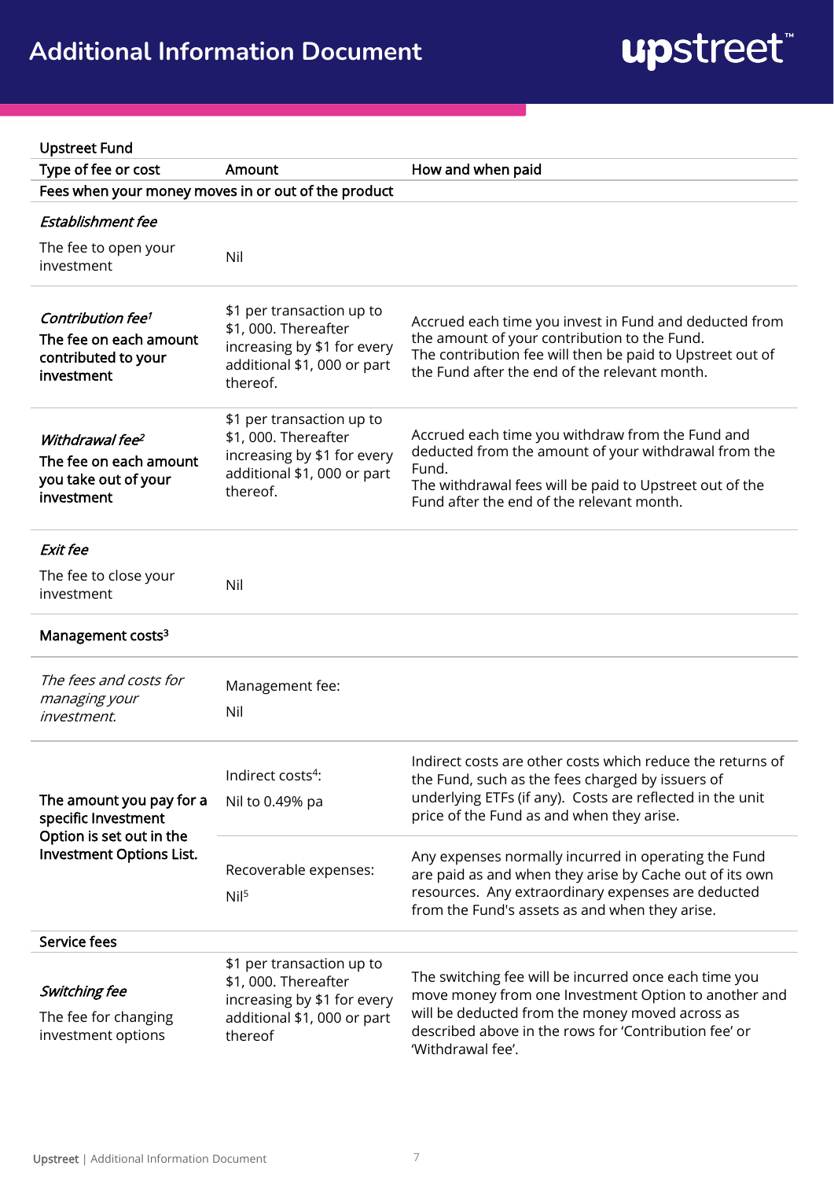## Additional Information Document

| Upstreet Fund | | |
|---|---|---|
| **Type of fee or cost** | **Amount** | **How and when paid** |
| **Fees when your money moves in or out of the product** | | |
| *Establishment fee* The fee to open your investment | Nil | |
| *Contribution fee*[1] **The fee on each amount contributed to your investment** | $1 per transaction up to $1, 000. Thereafter increasing by $1 for every additional $1, 000 or part thereof. | Accrued each time you invest in Fund and deducted from the amount of your contribution to the Fund. The contribution fee will then be paid to Upstreet out of the Fund after the end of the relevant month. |
| *Withdrawal fee*[2] **The fee on each amount you take out of your investment** | $1 per transaction up to $1, 000. Thereafter increasing by $1 for every additional $1, 000 or part thereof. | Accrued each time you withdraw from the Fund and deducted from the amount of your withdrawal from the Fund. The withdrawal fees will be paid to Upstreet out of the Fund after the end of the relevant month. |
| *Exit fee* The fee to close your investment | Nil | |
| **Management costs**[3] | | |
| *The fees and costs for managing your investment.* | Management fee: Nil | |
| **The amount you pay for a specific Investment Option is set out in the Investment Options List.** | Indirect costs[4]: Nil to 0.49% pa | Indirect costs are other costs which reduce the returns of the Fund, such as the fees charged by issuers of underlying ETFs (if any). Costs are reflected in the unit price of the Fund as and when they arise. |
| | Recoverable expenses: Nil[5] | Any expenses normally incurred in operating the Fund are paid as and when they arise by Cache out of its own resources. Any extraordinary expenses are deducted from the Fund's assets as and when they arise. |
| **Service fees** | | |
| *Switching fee* The fee for changing investment options | $1 per transaction up to $1, 000. Thereafter increasing by $1 for every additional $1, 000 or part thereof | The switching fee will be incurred once each time you move money from one Investment Option to another and will be deducted from the money moved across as described above in the rows for 'Contribution fee' or 'Withdrawal fee'. |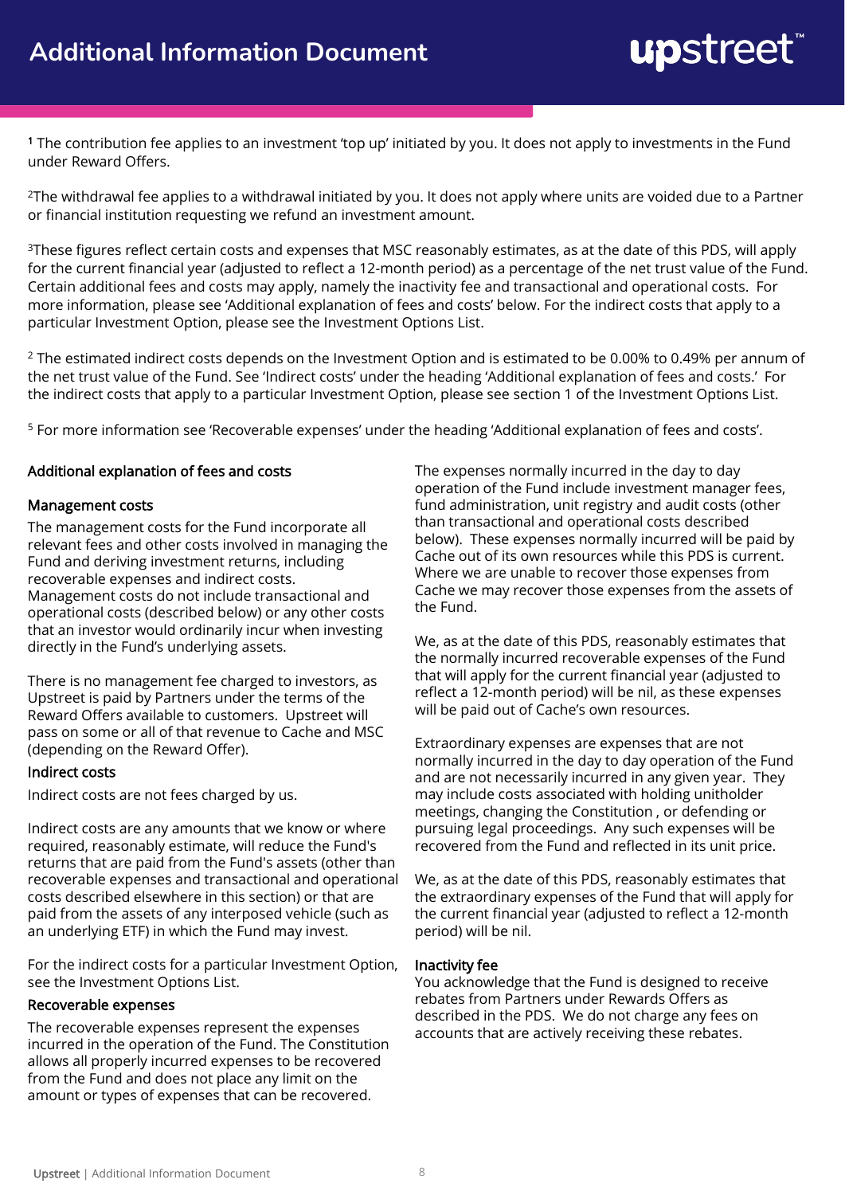[1] The contribution fee applies to an investment 'top up' initiated by you. It does not apply to investments in the Fund under Reward Offers.

[2]The withdrawal fee applies to a withdrawal initiated by you. It does not apply where units are voided due to a Partner or financial institution requesting we refund an investment amount.

[3]These figures reflect certain costs and expenses that MSC reasonably estimates, as at the date of this PDS, will apply for the current financial year (adjusted to reflect a 12-month period) as a percentage of the net trust value of the Fund. Certain additional fees and costs may apply, namely the inactivity fee and transactional and operational costs. For more information, please see 'Additional explanation of fees and costs' below. For the indirect costs that apply to a particular Investment Option, please see the Investment Options List.

[2] The estimated indirect costs depends on the Investment Option and is estimated to be 0.00% to 0.49% per annum of the net trust value of the Fund. See 'Indirect costs' under the heading 'Additional explanation of fees and costs.' For the indirect costs that apply to a particular Investment Option, please see section 1 of the Investment Options List.

[5] For more information see 'Recoverable expenses' under the heading 'Additional explanation of fees and costs'.

## Additional explanation of fees and costs

### Management costs

The management costs for the Fund incorporate all relevant fees and other costs involved in managing the Fund and deriving investment returns, including recoverable expenses and indirect costs. Management costs do not include transactional and operational costs (described below) or any other costs that an investor would ordinarily incur when investing directly in the Fund's underlying assets.

There is no management fee charged to investors, as Upstreet is paid by Partners under the terms of the Reward Offers available to customers. Upstreet will pass on some or all of that revenue to Cache and MSC (depending on the Reward Offer).

### Indirect costs

Indirect costs are not fees charged by us.

Indirect costs are any amounts that we know or where required, reasonably estimate, will reduce the Fund's returns that are paid from the Fund's assets (other than recoverable expenses and transactional and operational costs described elsewhere in this section) or that are paid from the assets of any interposed vehicle (such as an underlying ETF) in which the Fund may invest.

For the indirect costs for a particular Investment Option, see the Investment Options List.

### Recoverable expenses

The recoverable expenses represent the expenses incurred in the operation of the Fund. The Constitution allows all properly incurred expenses to be recovered from the Fund and does not place any limit on the amount or types of expenses that can be recovered.

The expenses normally incurred in the day to day operation of the Fund include investment manager fees, fund administration, unit registry and audit costs (other than transactional and operational costs described below). These expenses normally incurred will be paid by Cache out of its own resources while this PDS is current. Where we are unable to recover those expenses from Cache we may recover those expenses from the assets of the Fund.

We, as at the date of this PDS, reasonably estimates that the normally incurred recoverable expenses of the Fund that will apply for the current financial year (adjusted to reflect a 12-month period) will be nil, as these expenses will be paid out of Cache's own resources.

Extraordinary expenses are expenses that are not normally incurred in the day to day operation of the Fund and are not necessarily incurred in any given year. They may include costs associated with holding unitholder meetings, changing the Constitution , or defending or pursuing legal proceedings. Any such expenses will be recovered from the Fund and reflected in its unit price.

We, as at the date of this PDS, reasonably estimates that the extraordinary expenses of the Fund that will apply for the current financial year (adjusted to reflect a 12-month period) will be nil.

### Inactivity fee

You acknowledge that the Fund is designed to receive rebates from Partners under Rewards Offers as described in the PDS. We do not charge any fees on accounts that are actively receiving these rebates.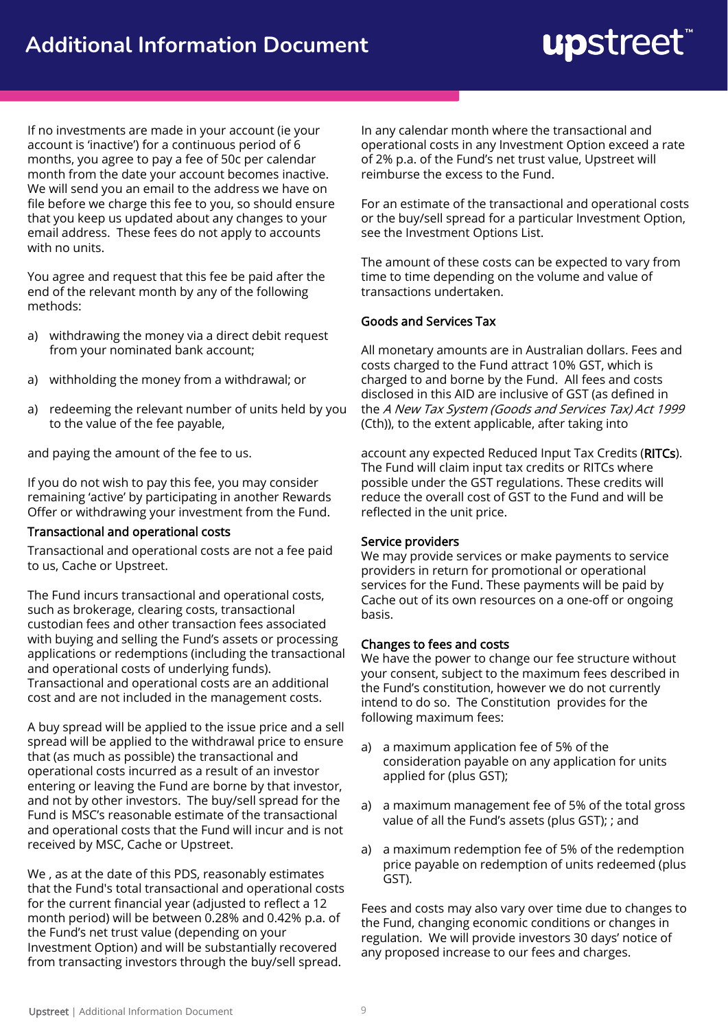If no investments are made in your account (ie your account is 'inactive') for a continuous period of 6 months, you agree to pay a fee of 50c per calendar month from the date your account becomes inactive. We will send you an email to the address we have on file before we charge this fee to you, so should ensure that you keep us updated about any changes to your email address. These fees do not apply to accounts with no units.

You agree and request that this fee be paid after the end of the relevant month by any of the following methods:

a) withdrawing the money via a direct debit request from your nominated bank account;

a) withholding the money from a withdrawal; or

a) redeeming the relevant number of units held by you to the value of the fee payable,

and paying the amount of the fee to us.

If you do not wish to pay this fee, you may consider remaining 'active' by participating in another Rewards Offer or withdrawing your investment from the Fund.

### Transactional and operational costs

Transactional and operational costs are not a fee paid to us, Cache or Upstreet.

The Fund incurs transactional and operational costs, such as brokerage, clearing costs, transactional custodian fees and other transaction fees associated with buying and selling the Fund's assets or processing applications or redemptions (including the transactional and operational costs of underlying funds). Transactional and operational costs are an additional cost and are not included in the management costs.

A buy spread will be applied to the issue price and a sell spread will be applied to the withdrawal price to ensure that (as much as possible) the transactional and operational costs incurred as a result of an investor entering or leaving the Fund are borne by that investor, and not by other investors. The buy/sell spread for the Fund is MSC's reasonable estimate of the transactional and operational costs that the Fund will incur and is not received by MSC, Cache or Upstreet.

We , as at the date of this PDS, reasonably estimates that the Fund's total transactional and operational costs for the current financial year (adjusted to reflect a 12 month period) will be between 0.28% and 0.42% p.a. of the Fund's net trust value (depending on your Investment Option) and will be substantially recovered from transacting investors through the buy/sell spread.

In any calendar month where the transactional and operational costs in any Investment Option exceed a rate of 2% p.a. of the Fund's net trust value, Upstreet will reimburse the excess to the Fund.

For an estimate of the transactional and operational costs or the buy/sell spread for a particular Investment Option, see the Investment Options List.

The amount of these costs can be expected to vary from time to time depending on the volume and value of transactions undertaken.

### Goods and Services Tax

All monetary amounts are in Australian dollars. Fees and costs charged to the Fund attract 10% GST, which is charged to and borne by the Fund. All fees and costs disclosed in this AID are inclusive of GST (as defined in the *A New Tax System (Goods and Services Tax) Act 1999* (Cth)), to the extent applicable, after taking into account any expected Reduced Input Tax Credits (**RITCs**). The Fund will claim input tax credits or RITCs where possible under the GST regulations. These credits will reduce the overall cost of GST to the Fund and will be reflected in the unit price.

### Service providers

We may provide services or make payments to service providers in return for promotional or operational services for the Fund. These payments will be paid by Cache out of its own resources on a one-off or ongoing basis.

### Changes to fees and costs

We have the power to change our fee structure without your consent, subject to the maximum fees described in the Fund's constitution, however we do not currently intend to do so. The Constitution provides for the following maximum fees:

a) a maximum application fee of 5% of the consideration payable on any application for units applied for (plus GST);

a) a maximum management fee of 5% of the total gross value of all the Fund's assets (plus GST); ; and

a) a maximum redemption fee of 5% of the redemption price payable on redemption of units redeemed (plus GST).

Fees and costs may also vary over time due to changes to the Fund, changing economic conditions or changes in regulation. We will provide investors 30 days' notice of any proposed increase to our fees and charges.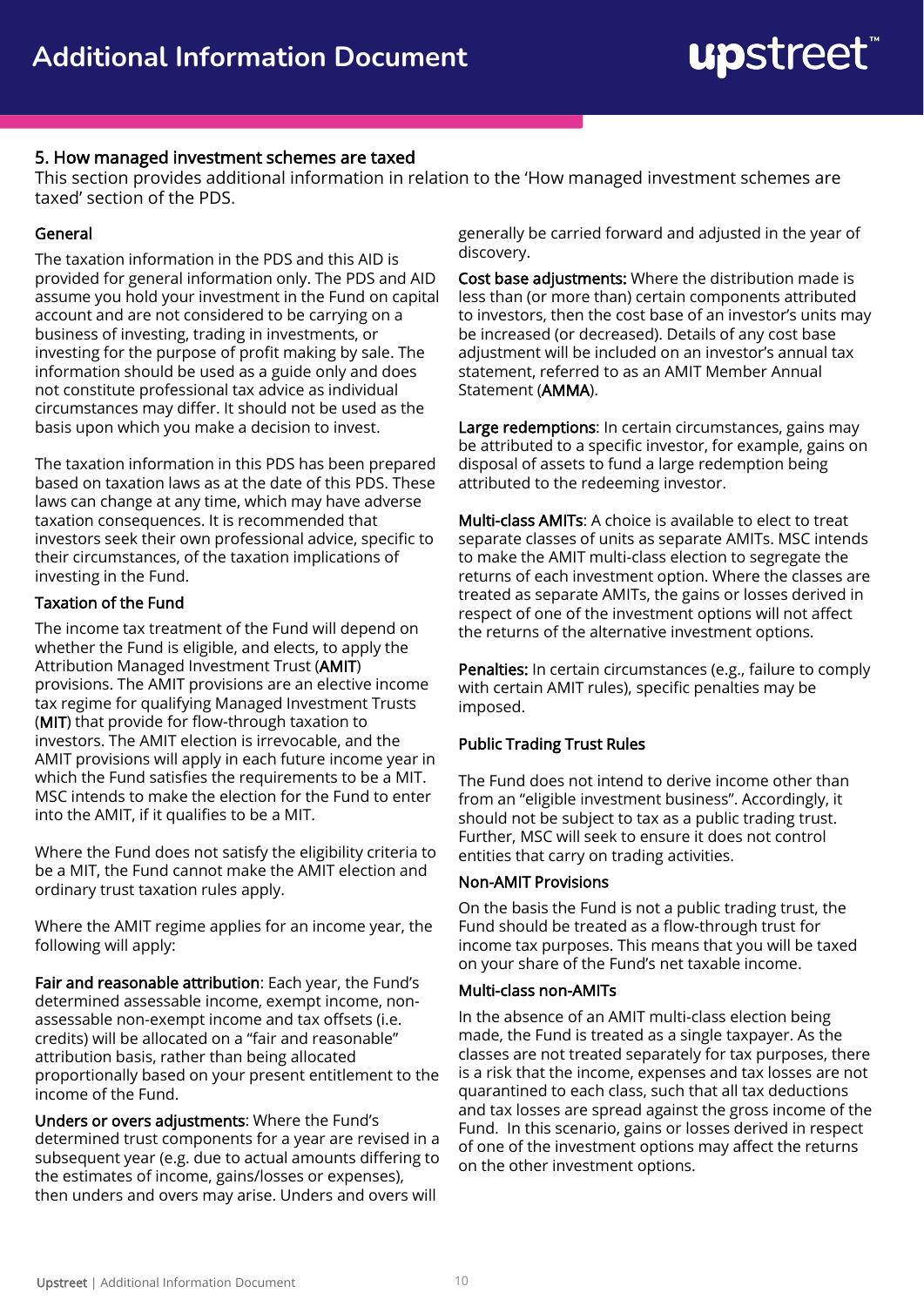## 5. How managed investment schemes are taxed

This section provides additional information in relation to the 'How managed investment schemes are taxed' section of the PDS.

### General

The taxation information in the PDS and this AID is provided for general information only. The PDS and AID assume you hold your investment in the Fund on capital account and are not considered to be carrying on a business of investing, trading in investments, or investing for the purpose of profit making by sale. The information should be used as a guide only and does not constitute professional tax advice as individual circumstances may differ. It should not be used as the basis upon which you make a decision to invest.

The taxation information in this PDS has been prepared based on taxation laws as at the date of this PDS. These laws can change at any time, which may have adverse taxation consequences. It is recommended that investors seek their own professional advice, specific to their circumstances, of the taxation implications of investing in the Fund.

### Taxation of the Fund

The income tax treatment of the Fund will depend on whether the Fund is eligible, and elects, to apply the Attribution Managed Investment Trust (**AMIT**) provisions. The AMIT provisions are an elective income tax regime for qualifying Managed Investment Trusts (**MIT**) that provide for flow-through taxation to investors. The AMIT election is irrevocable, and the AMIT provisions will apply in each future income year in which the Fund satisfies the requirements to be a MIT. MSC intends to make the election for the Fund to enter into the AMIT, if it qualifies to be a MIT.

Where the Fund does not satisfy the eligibility criteria to be a MIT, the Fund cannot make the AMIT election and ordinary trust taxation rules apply.

Where the AMIT regime applies for an income year, the following will apply:

**Fair and reasonable attribution**: Each year, the Fund's determined assessable income, exempt income, non-assessable non-exempt income and tax offsets (i.e. credits) will be allocated on a "fair and reasonable" attribution basis, rather than being allocated proportionally based on your present entitlement to the income of the Fund.

**Unders or overs adjustments**: Where the Fund's determined trust components for a year are revised in a subsequent year (e.g. due to actual amounts differing to the estimates of income, gains/losses or expenses), then unders and overs may arise. Unders and overs will generally be carried forward and adjusted in the year of discovery.

**Cost base adjustments:** Where the distribution made is less than (or more than) certain components attributed to investors, then the cost base of an investor's units may be increased (or decreased). Details of any cost base adjustment will be included on an investor's annual tax statement, referred to as an AMIT Member Annual Statement (**AMMA**).

**Large redemptions**: In certain circumstances, gains may be attributed to a specific investor, for example, gains on disposal of assets to fund a large redemption being attributed to the redeeming investor.

**Multi-class AMITs**: A choice is available to elect to treat separate classes of units as separate AMITs. MSC intends to make the AMIT multi-class election to segregate the returns of each investment option. Where the classes are treated as separate AMITs, the gains or losses derived in respect of one of the investment options will not affect the returns of the alternative investment options.

**Penalties:** In certain circumstances (e.g., failure to comply with certain AMIT rules), specific penalties may be imposed.

### Public Trading Trust Rules

The Fund does not intend to derive income other than from an "eligible investment business". Accordingly, it should not be subject to tax as a public trading trust. Further, MSC will seek to ensure it does not control entities that carry on trading activities.

### Non-AMIT Provisions

On the basis the Fund is not a public trading trust, the Fund should be treated as a flow-through trust for income tax purposes. This means that you will be taxed on your share of the Fund's net taxable income.

### Multi-class non-AMITs

In the absence of an AMIT multi-class election being made, the Fund is treated as a single taxpayer. As the classes are not treated separately for tax purposes, there is a risk that the income, expenses and tax losses are not quarantined to each class, such that all tax deductions and tax losses are spread against the gross income of the Fund. In this scenario, gains or losses derived in respect of one of the investment options may affect the returns on the other investment options.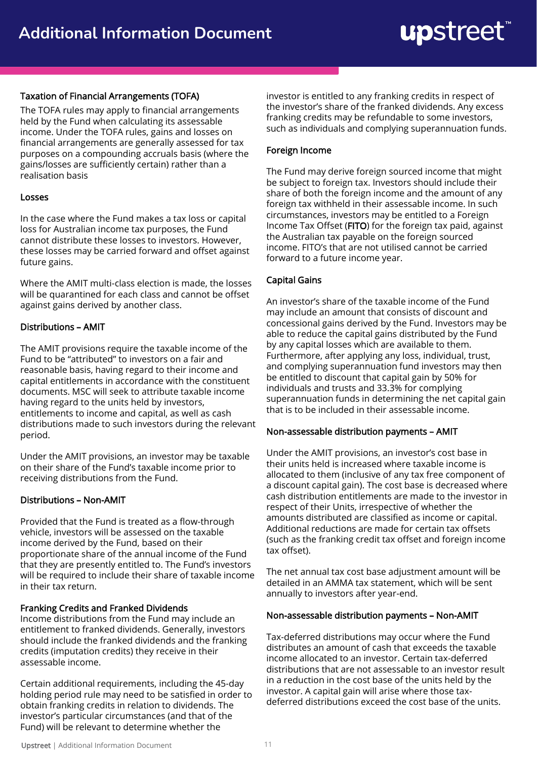### Taxation of Financial Arrangements (TOFA)

The TOFA rules may apply to financial arrangements held by the Fund when calculating its assessable income. Under the TOFA rules, gains and losses on financial arrangements are generally assessed for tax purposes on a compounding accruals basis (where the gains/losses are sufficiently certain) rather than a realisation basis

### Losses

In the case where the Fund makes a tax loss or capital loss for Australian income tax purposes, the Fund cannot distribute these losses to investors. However, these losses may be carried forward and offset against future gains.

Where the AMIT multi-class election is made, the losses will be quarantined for each class and cannot be offset against gains derived by another class.

### Distributions – AMIT

The AMIT provisions require the taxable income of the Fund to be "attributed" to investors on a fair and reasonable basis, having regard to their income and capital entitlements in accordance with the constituent documents. MSC will seek to attribute taxable income having regard to the units held by investors, entitlements to income and capital, as well as cash distributions made to such investors during the relevant period.

Under the AMIT provisions, an investor may be taxable on their share of the Fund's taxable income prior to receiving distributions from the Fund.

### Distributions – Non-AMIT

Provided that the Fund is treated as a flow-through vehicle, investors will be assessed on the taxable income derived by the Fund, based on their proportionate share of the annual income of the Fund that they are presently entitled to. The Fund's investors will be required to include their share of taxable income in their tax return.

### Franking Credits and Franked Dividends

Income distributions from the Fund may include an entitlement to franked dividends. Generally, investors should include the franked dividends and the franking credits (imputation credits) they receive in their assessable income.

Certain additional requirements, including the 45-day holding period rule may need to be satisfied in order to obtain franking credits in relation to dividends. The investor's particular circumstances (and that of the Fund) will be relevant to determine whether the investor is entitled to any franking credits in respect of the investor's share of the franked dividends. Any excess franking credits may be refundable to some investors, such as individuals and complying superannuation funds.

### Foreign Income

The Fund may derive foreign sourced income that might be subject to foreign tax. Investors should include their share of both the foreign income and the amount of any foreign tax withheld in their assessable income. In such circumstances, investors may be entitled to a Foreign Income Tax Offset (**FITO**) for the foreign tax paid, against the Australian tax payable on the foreign sourced income. FITO's that are not utilised cannot be carried forward to a future income year.

### Capital Gains

An investor's share of the taxable income of the Fund may include an amount that consists of discount and concessional gains derived by the Fund. Investors may be able to reduce the capital gains distributed by the Fund by any capital losses which are available to them. Furthermore, after applying any loss, individual, trust, and complying superannuation fund investors may then be entitled to discount that capital gain by 50% for individuals and trusts and 33.3% for complying superannuation funds in determining the net capital gain that is to be included in their assessable income.

### Non-assessable distribution payments – AMIT

Under the AMIT provisions, an investor's cost base in their units held is increased where taxable income is allocated to them (inclusive of any tax free component of a discount capital gain). The cost base is decreased where cash distribution entitlements are made to the investor in respect of their Units, irrespective of whether the amounts distributed are classified as income or capital. Additional reductions are made for certain tax offsets (such as the franking credit tax offset and foreign income tax offset).

The net annual tax cost base adjustment amount will be detailed in an AMMA tax statement, which will be sent annually to investors after year-end.

### Non-assessable distribution payments – Non-AMIT

Tax-deferred distributions may occur where the Fund distributes an amount of cash that exceeds the taxable income allocated to an investor. Certain tax-deferred distributions that are not assessable to an investor result in a reduction in the cost base of the units held by the investor. A capital gain will arise where those tax-deferred distributions exceed the cost base of the units.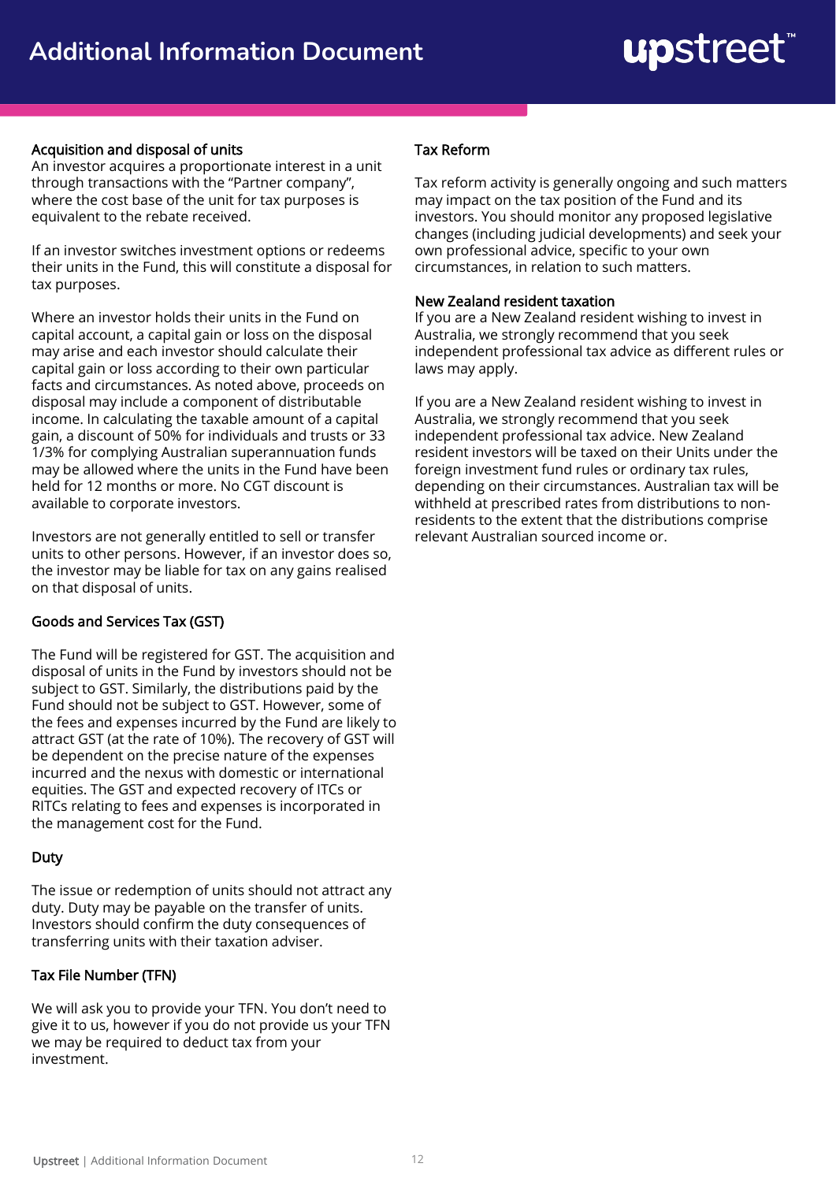### Acquisition and disposal of units

An investor acquires a proportionate interest in a unit through transactions with the "Partner company", where the cost base of the unit for tax purposes is equivalent to the rebate received.

If an investor switches investment options or redeems their units in the Fund, this will constitute a disposal for tax purposes.

Where an investor holds their units in the Fund on capital account, a capital gain or loss on the disposal may arise and each investor should calculate their capital gain or loss according to their own particular facts and circumstances. As noted above, proceeds on disposal may include a component of distributable income. In calculating the taxable amount of a capital gain, a discount of 50% for individuals and trusts or 33 1/3% for complying Australian superannuation funds may be allowed where the units in the Fund have been held for 12 months or more. No CGT discount is available to corporate investors.

Investors are not generally entitled to sell or transfer units to other persons. However, if an investor does so, the investor may be liable for tax on any gains realised on that disposal of units.

### Goods and Services Tax (GST)

The Fund will be registered for GST. The acquisition and disposal of units in the Fund by investors should not be subject to GST. Similarly, the distributions paid by the Fund should not be subject to GST. However, some of the fees and expenses incurred by the Fund are likely to attract GST (at the rate of 10%). The recovery of GST will be dependent on the precise nature of the expenses incurred and the nexus with domestic or international equities. The GST and expected recovery of ITCs or RITCs relating to fees and expenses is incorporated in the management cost for the Fund.

### Duty

The issue or redemption of units should not attract any duty. Duty may be payable on the transfer of units. Investors should confirm the duty consequences of transferring units with their taxation adviser.

### Tax File Number (TFN)

We will ask you to provide your TFN. You don't need to give it to us, however if you do not provide us your TFN we may be required to deduct tax from your investment.

### Tax Reform

Tax reform activity is generally ongoing and such matters may impact on the tax position of the Fund and its investors. You should monitor any proposed legislative changes (including judicial developments) and seek your own professional advice, specific to your own circumstances, in relation to such matters.

### New Zealand resident taxation

If you are a New Zealand resident wishing to invest in Australia, we strongly recommend that you seek independent professional tax advice as different rules or laws may apply.

If you are a New Zealand resident wishing to invest in Australia, we strongly recommend that you seek independent professional tax advice. New Zealand resident investors will be taxed on their Units under the foreign investment fund rules or ordinary tax rules, depending on their circumstances. Australian tax will be withheld at prescribed rates from distributions to non-residents to the extent that the distributions comprise relevant Australian sourced income or.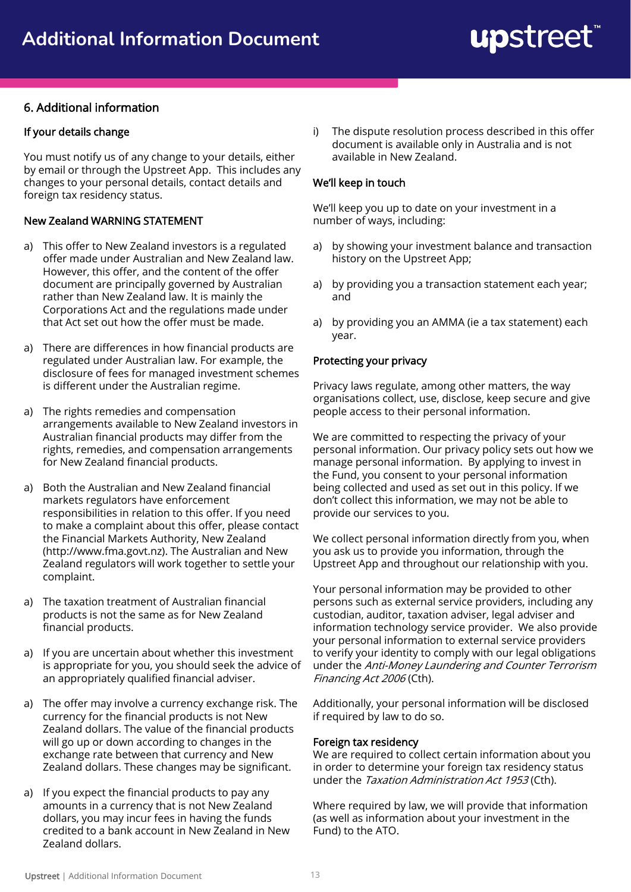## 6. Additional information

### If your details change

You must notify us of any change to your details, either by email or through the Upstreet App. This includes any changes to your personal details, contact details and foreign tax residency status.

### New Zealand WARNING STATEMENT

a) This offer to New Zealand investors is a regulated offer made under Australian and New Zealand law. However, this offer, and the content of the offer document are principally governed by Australian rather than New Zealand law. It is mainly the Corporations Act and the regulations made under that Act set out how the offer must be made.

a) There are differences in how financial products are regulated under Australian law. For example, the disclosure of fees for managed investment schemes is different under the Australian regime.

a) The rights remedies and compensation arrangements available to New Zealand investors in Australian financial products may differ from the rights, remedies, and compensation arrangements for New Zealand financial products.

a) Both the Australian and New Zealand financial markets regulators have enforcement responsibilities in relation to this offer. If you need to make a complaint about this offer, please contact the Financial Markets Authority, New Zealand (http://www.fma.govt.nz). The Australian and New Zealand regulators will work together to settle your complaint.

a) The taxation treatment of Australian financial products is not the same as for New Zealand financial products.

a) If you are uncertain about whether this investment is appropriate for you, you should seek the advice of an appropriately qualified financial adviser.

a) The offer may involve a currency exchange risk. The currency for the financial products is not New Zealand dollars. The value of the financial products will go up or down according to changes in the exchange rate between that currency and New Zealand dollars. These changes may be significant.

a) If you expect the financial products to pay any amounts in a currency that is not New Zealand dollars, you may incur fees in having the funds credited to a bank account in New Zealand in New Zealand dollars.

i) The dispute resolution process described in this offer document is available only in Australia and is not available in New Zealand.

### We'll keep in touch

We'll keep you up to date on your investment in a number of ways, including:

a) by showing your investment balance and transaction history on the Upstreet App;

a) by providing you a transaction statement each year; and

a) by providing you an AMMA (ie a tax statement) each year.

### Protecting your privacy

Privacy laws regulate, among other matters, the way organisations collect, use, disclose, keep secure and give people access to their personal information.

We are committed to respecting the privacy of your personal information. Our privacy policy sets out how we manage personal information. By applying to invest in the Fund, you consent to your personal information being collected and used as set out in this policy. If we don't collect this information, we may not be able to provide our services to you.

We collect personal information directly from you, when you ask us to provide you information, through the Upstreet App and throughout our relationship with you.

Your personal information may be provided to other persons such as external service providers, including any custodian, auditor, taxation adviser, legal adviser and information technology service provider. We also provide your personal information to external service providers to verify your identity to comply with our legal obligations under the *Anti-Money Laundering and Counter Terrorism Financing Act 2006* (Cth).

Additionally, your personal information will be disclosed if required by law to do so.

### Foreign tax residency

We are required to collect certain information about you in order to determine your foreign tax residency status under the *Taxation Administration Act 1953* (Cth).

Where required by law, we will provide that information (as well as information about your investment in the Fund) to the ATO.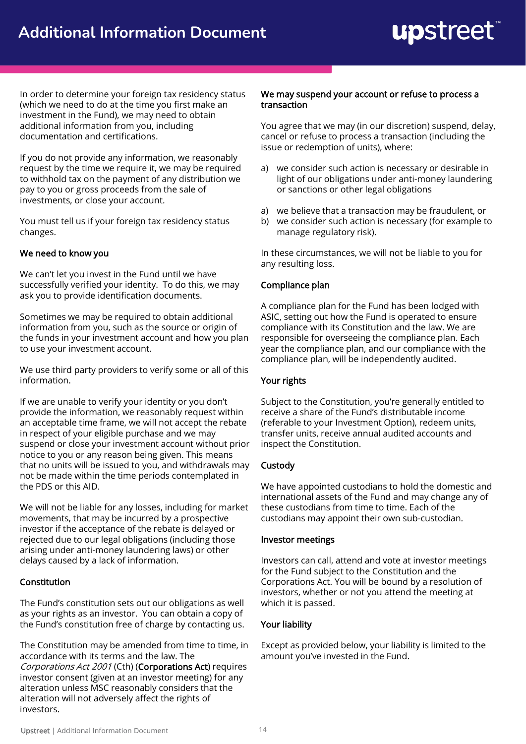In order to determine your foreign tax residency status (which we need to do at the time you first make an investment in the Fund), we may need to obtain additional information from you, including documentation and certifications.

If you do not provide any information, we reasonably request by the time we require it, we may be required to withhold tax on the payment of any distribution we pay to you or gross proceeds from the sale of investments, or close your account.

You must tell us if your foreign tax residency status changes.

### We need to know you

We can't let you invest in the Fund until we have successfully verified your identity. To do this, we may ask you to provide identification documents.

Sometimes we may be required to obtain additional information from you, such as the source or origin of the funds in your investment account and how you plan to use your investment account.

We use third party providers to verify some or all of this information.

If we are unable to verify your identity or you don't provide the information, we reasonably request within an acceptable time frame, we will not accept the rebate in respect of your eligible purchase and we may suspend or close your investment account without prior notice to you or any reason being given. This means that no units will be issued to you, and withdrawals may not be made within the time periods contemplated in the PDS or this AID.

We will not be liable for any losses, including for market movements, that may be incurred by a prospective investor if the acceptance of the rebate is delayed or rejected due to our legal obligations (including those arising under anti-money laundering laws) or other delays caused by a lack of information.

### Constitution

The Fund's constitution sets out our obligations as well as your rights as an investor. You can obtain a copy of the Fund's constitution free of charge by contacting us.

The Constitution may be amended from time to time, in accordance with its terms and the law. The *Corporations Act 2001* (Cth) (**Corporations Act**) requires investor consent (given at an investor meeting) for any alteration unless MSC reasonably considers that the alteration will not adversely affect the rights of investors.

### We may suspend your account or refuse to process a transaction

You agree that we may (in our discretion) suspend, delay, cancel or refuse to process a transaction (including the issue or redemption of units), where:

a) we consider such action is necessary or desirable in light of our obligations under anti-money laundering or sanctions or other legal obligations

a) we believe that a transaction may be fraudulent, or
b) we consider such action is necessary (for example to manage regulatory risk).

In these circumstances, we will not be liable to you for any resulting loss.

### Compliance plan

A compliance plan for the Fund has been lodged with ASIC, setting out how the Fund is operated to ensure compliance with its Constitution and the law. We are responsible for overseeing the compliance plan. Each year the compliance plan, and our compliance with the compliance plan, will be independently audited.

### Your rights

Subject to the Constitution, you're generally entitled to receive a share of the Fund's distributable income (referable to your Investment Option), redeem units, transfer units, receive annual audited accounts and inspect the Constitution.

### Custody

We have appointed custodians to hold the domestic and international assets of the Fund and may change any of these custodians from time to time. Each of the custodians may appoint their own sub-custodian.

### Investor meetings

Investors can call, attend and vote at investor meetings for the Fund subject to the Constitution and the Corporations Act. You will be bound by a resolution of investors, whether or not you attend the meeting at which it is passed.

### Your liability

Except as provided below, your liability is limited to the amount you've invested in the Fund.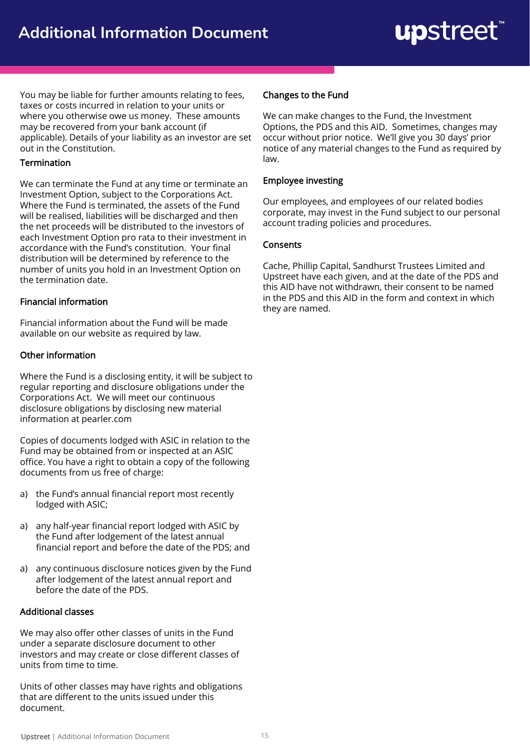You may be liable for further amounts relating to fees, taxes or costs incurred in relation to your units or where you otherwise owe us money. These amounts may be recovered from your bank account (if applicable). Details of your liability as an investor are set out in the Constitution.

### Termination

We can terminate the Fund at any time or terminate an Investment Option, subject to the Corporations Act. Where the Fund is terminated, the assets of the Fund will be realised, liabilities will be discharged and then the net proceeds will be distributed to the investors of each Investment Option pro rata to their investment in accordance with the Fund's constitution. Your final distribution will be determined by reference to the number of units you hold in an Investment Option on the termination date.

### Financial information

Financial information about the Fund will be made available on our website as required by law.

### Other information

Where the Fund is a disclosing entity, it will be subject to regular reporting and disclosure obligations under the Corporations Act. We will meet our continuous disclosure obligations by disclosing new material information at pearler.com

Copies of documents lodged with ASIC in relation to the Fund may be obtained from or inspected at an ASIC office. You have a right to obtain a copy of the following documents from us free of charge:

a) the Fund's annual financial report most recently lodged with ASIC;

a) any half-year financial report lodged with ASIC by the Fund after lodgement of the latest annual financial report and before the date of the PDS; and

a) any continuous disclosure notices given by the Fund after lodgement of the latest annual report and before the date of the PDS.

### Additional classes

We may also offer other classes of units in the Fund under a separate disclosure document to other investors and may create or close different classes of units from time to time.

Units of other classes may have rights and obligations that are different to the units issued under this document.

### Changes to the Fund

We can make changes to the Fund, the Investment Options, the PDS and this AID. Sometimes, changes may occur without prior notice. We'll give you 30 days' prior notice of any material changes to the Fund as required by law.

### Employee investing

Our employees, and employees of our related bodies corporate, may invest in the Fund subject to our personal account trading policies and procedures.

### Consents

Cache, Phillip Capital, Sandhurst Trustees Limited and Upstreet have each given, and at the date of the PDS and this AID have not withdrawn, their consent to be named in the PDS and this AID in the form and context in which they are named.